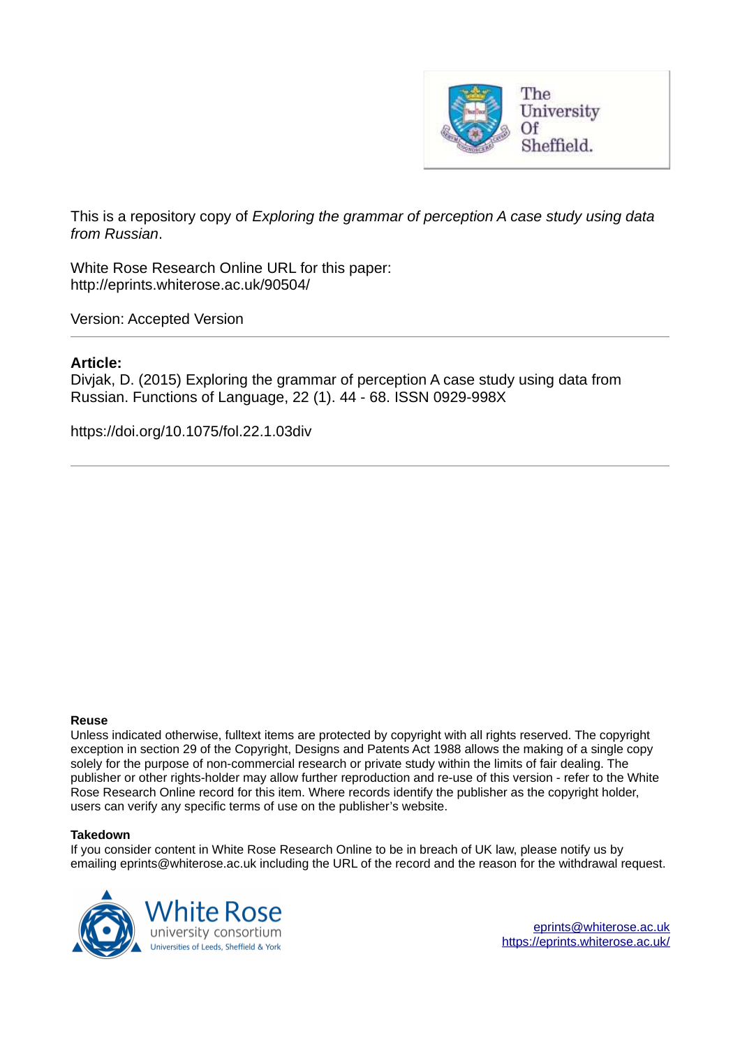This is a repository copy of *Exploring the grammar of perception A case study using data from Russian*.

White Rose Research Online URL for this paper:
http://eprints.whiterose.ac.uk/90504/

Version: Accepted Version

---

**Article:**

Divjak, D. (2015) Exploring the grammar of perception A case study using data from Russian. Functions of Language, 22 (1). 44 - 68. ISSN 0929-998X

https://doi.org/10.1075/fol.22.1.03div

---

**Reuse**

Unless indicated otherwise, fulltext items are protected by copyright with all rights reserved. The copyright exception in section 29 of the Copyright, Designs and Patents Act 1988 allows the making of a single copy solely for the purpose of non-commercial research or private study within the limits of fair dealing. The publisher or other rights-holder may allow further reproduction and re-use of this version - refer to the White Rose Research Online record for this item. Where records identify the publisher as the copyright holder, users can verify any specific terms of use on the publisher's website.

**Takedown**

If you consider content in White Rose Research Online to be in breach of UK law, please notify us by emailing eprints@whiterose.ac.uk including the URL of the record and the reason for the withdrawal request.

eprints@whiterose.ac.uk
https://eprints.whiterose.ac.uk/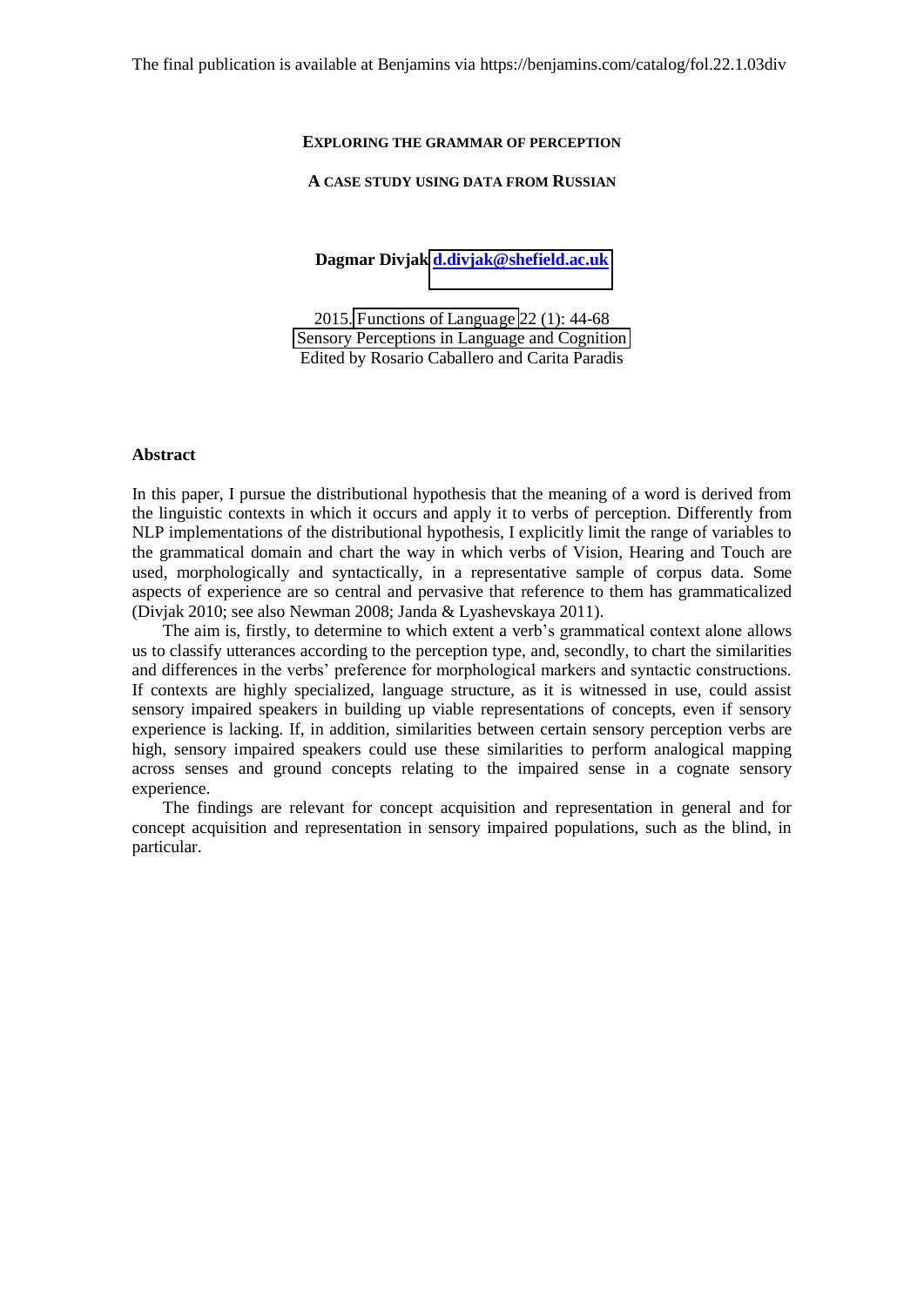The final publication is available at Benjamins via https://benjamins.com/catalog/fol.22.1.03div

**EXPLORING THE GRAMMAR OF PERCEPTION**

**A CASE STUDY USING DATA FROM RUSSIAN**

**Dagmar Divjak** [d.divjak@shefield.ac.uk](mailto:d.divjak@shefield.ac.uk)

2015. Functions of Language 22 (1): 44-68
Sensory Perceptions in Language and Cognition
Edited by Rosario Caballero and Carita Paradis

## Abstract

In this paper, I pursue the distributional hypothesis that the meaning of a word is derived from the linguistic contexts in which it occurs and apply it to verbs of perception. Differently from NLP implementations of the distributional hypothesis, I explicitly limit the range of variables to the grammatical domain and chart the way in which verbs of Vision, Hearing and Touch are used, morphologically and syntactically, in a representative sample of corpus data. Some aspects of experience are so central and pervasive that reference to them has grammaticalized (Divjak 2010; see also Newman 2008; Janda & Lyashevskaya 2011).

The aim is, firstly, to determine to which extent a verb's grammatical context alone allows us to classify utterances according to the perception type, and, secondly, to chart the similarities and differences in the verbs' preference for morphological markers and syntactic constructions. If contexts are highly specialized, language structure, as it is witnessed in use, could assist sensory impaired speakers in building up viable representations of concepts, even if sensory experience is lacking. If, in addition, similarities between certain sensory perception verbs are high, sensory impaired speakers could use these similarities to perform analogical mapping across senses and ground concepts relating to the impaired sense in a cognate sensory experience.

The findings are relevant for concept acquisition and representation in general and for concept acquisition and representation in sensory impaired populations, such as the blind, in particular.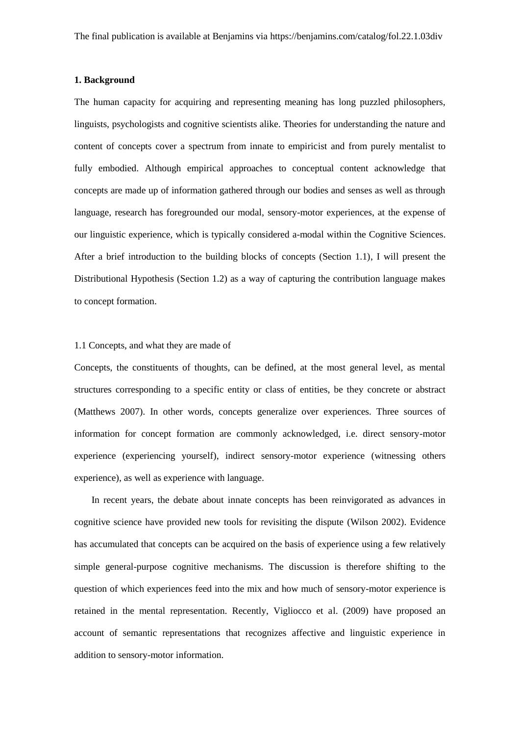The final publication is available at Benjamins via https://benjamins.com/catalog/fol.22.1.03div

## 1. Background

The human capacity for acquiring and representing meaning has long puzzled philosophers, linguists, psychologists and cognitive scientists alike. Theories for understanding the nature and content of concepts cover a spectrum from innate to empiricist and from purely mentalist to fully embodied. Although empirical approaches to conceptual content acknowledge that concepts are made up of information gathered through our bodies and senses as well as through language, research has foregrounded our modal, sensory-motor experiences, at the expense of our linguistic experience, which is typically considered a-modal within the Cognitive Sciences. After a brief introduction to the building blocks of concepts (Section 1.1), I will present the Distributional Hypothesis (Section 1.2) as a way of capturing the contribution language makes to concept formation.

### 1.1 Concepts, and what they are made of

Concepts, the constituents of thoughts, can be defined, at the most general level, as mental structures corresponding to a specific entity or class of entities, be they concrete or abstract (Matthews 2007). In other words, concepts generalize over experiences. Three sources of information for concept formation are commonly acknowledged, i.e. direct sensory-motor experience (experiencing yourself), indirect sensory-motor experience (witnessing others experience), as well as experience with language.

In recent years, the debate about innate concepts has been reinvigorated as advances in cognitive science have provided new tools for revisiting the dispute (Wilson 2002). Evidence has accumulated that concepts can be acquired on the basis of experience using a few relatively simple general-purpose cognitive mechanisms. The discussion is therefore shifting to the question of which experiences feed into the mix and how much of sensory-motor experience is retained in the mental representation. Recently, Vigliocco et al. (2009) have proposed an account of semantic representations that recognizes affective and linguistic experience in addition to sensory-motor information.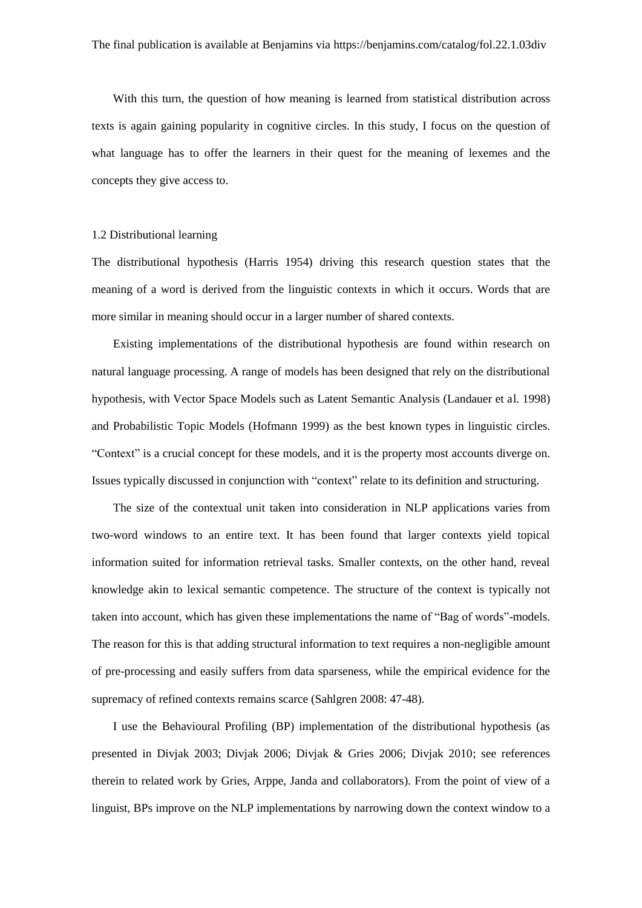With this turn, the question of how meaning is learned from statistical distribution across texts is again gaining popularity in cognitive circles. In this study, I focus on the question of what language has to offer the learners in their quest for the meaning of lexemes and the concepts they give access to.

### 1.2 Distributional learning

The distributional hypothesis (Harris 1954) driving this research question states that the meaning of a word is derived from the linguistic contexts in which it occurs. Words that are more similar in meaning should occur in a larger number of shared contexts.

Existing implementations of the distributional hypothesis are found within research on natural language processing. A range of models has been designed that rely on the distributional hypothesis, with Vector Space Models such as Latent Semantic Analysis (Landauer et al. 1998) and Probabilistic Topic Models (Hofmann 1999) as the best known types in linguistic circles. "Context" is a crucial concept for these models, and it is the property most accounts diverge on. Issues typically discussed in conjunction with "context" relate to its definition and structuring.

The size of the contextual unit taken into consideration in NLP applications varies from two-word windows to an entire text. It has been found that larger contexts yield topical information suited for information retrieval tasks. Smaller contexts, on the other hand, reveal knowledge akin to lexical semantic competence. The structure of the context is typically not taken into account, which has given these implementations the name of "Bag of words"-models. The reason for this is that adding structural information to text requires a non-negligible amount of pre-processing and easily suffers from data sparseness, while the empirical evidence for the supremacy of refined contexts remains scarce (Sahlgren 2008: 47-48).

I use the Behavioural Profiling (BP) implementation of the distributional hypothesis (as presented in Divjak 2003; Divjak 2006; Divjak & Gries 2006; Divjak 2010; see references therein to related work by Gries, Arppe, Janda and collaborators). From the point of view of a linguist, BPs improve on the NLP implementations by narrowing down the context window to a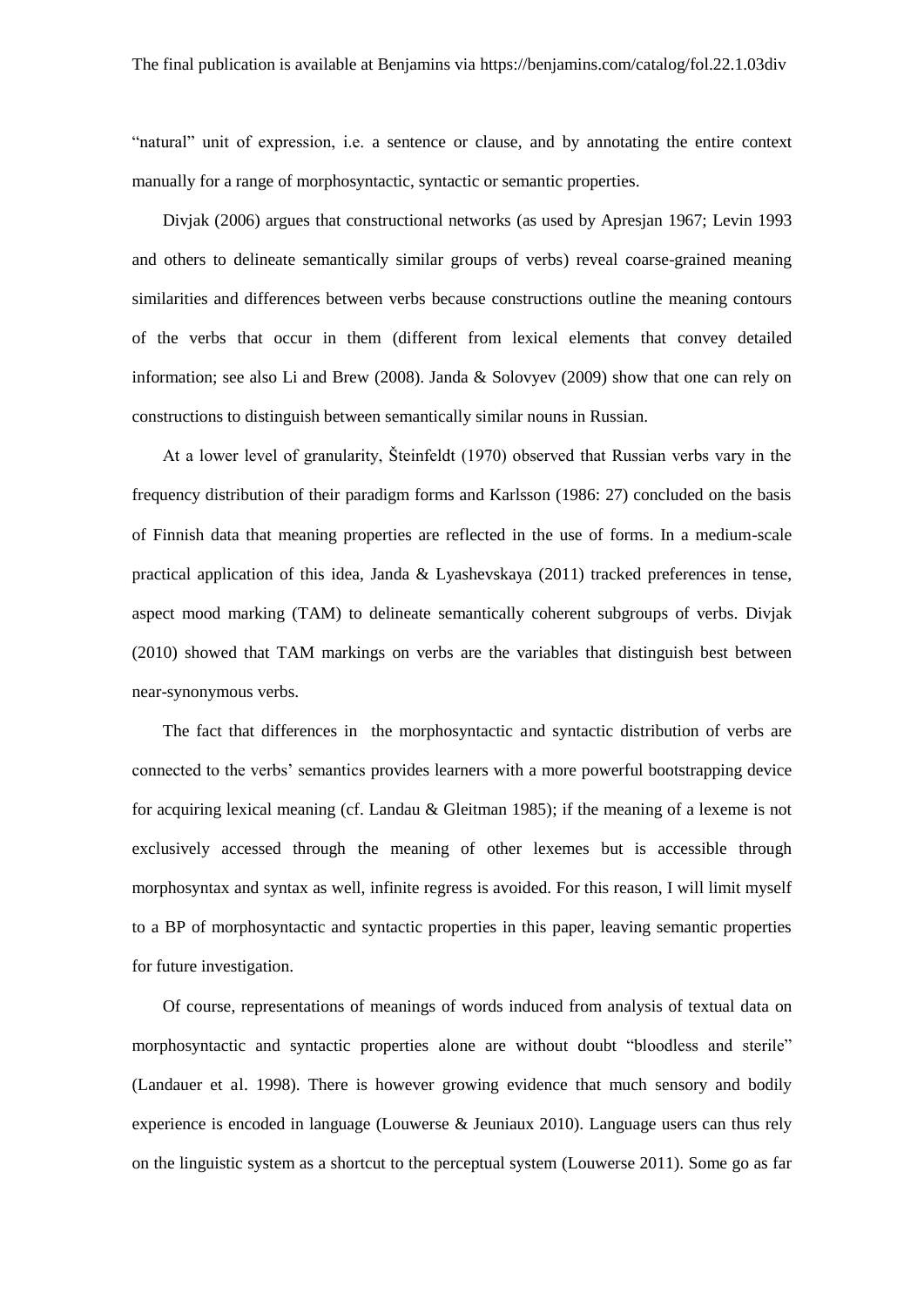"natural" unit of expression, i.e. a sentence or clause, and by annotating the entire context manually for a range of morphosyntactic, syntactic or semantic properties.

Divjak (2006) argues that constructional networks (as used by Apresjan 1967; Levin 1993 and others to delineate semantically similar groups of verbs) reveal coarse-grained meaning similarities and differences between verbs because constructions outline the meaning contours of the verbs that occur in them (different from lexical elements that convey detailed information; see also Li and Brew (2008). Janda & Solovyev (2009) show that one can rely on constructions to distinguish between semantically similar nouns in Russian.

At a lower level of granularity, Šteinfeldt (1970) observed that Russian verbs vary in the frequency distribution of their paradigm forms and Karlsson (1986: 27) concluded on the basis of Finnish data that meaning properties are reflected in the use of forms. In a medium-scale practical application of this idea, Janda & Lyashevskaya (2011) tracked preferences in tense, aspect mood marking (TAM) to delineate semantically coherent subgroups of verbs. Divjak (2010) showed that TAM markings on verbs are the variables that distinguish best between near-synonymous verbs.

The fact that differences in the morphosyntactic and syntactic distribution of verbs are connected to the verbs' semantics provides learners with a more powerful bootstrapping device for acquiring lexical meaning (cf. Landau & Gleitman 1985); if the meaning of a lexeme is not exclusively accessed through the meaning of other lexemes but is accessible through morphosyntax and syntax as well, infinite regress is avoided. For this reason, I will limit myself to a BP of morphosyntactic and syntactic properties in this paper, leaving semantic properties for future investigation.

Of course, representations of meanings of words induced from analysis of textual data on morphosyntactic and syntactic properties alone are without doubt "bloodless and sterile" (Landauer et al. 1998). There is however growing evidence that much sensory and bodily experience is encoded in language (Louwerse & Jeuniaux 2010). Language users can thus rely on the linguistic system as a shortcut to the perceptual system (Louwerse 2011). Some go as far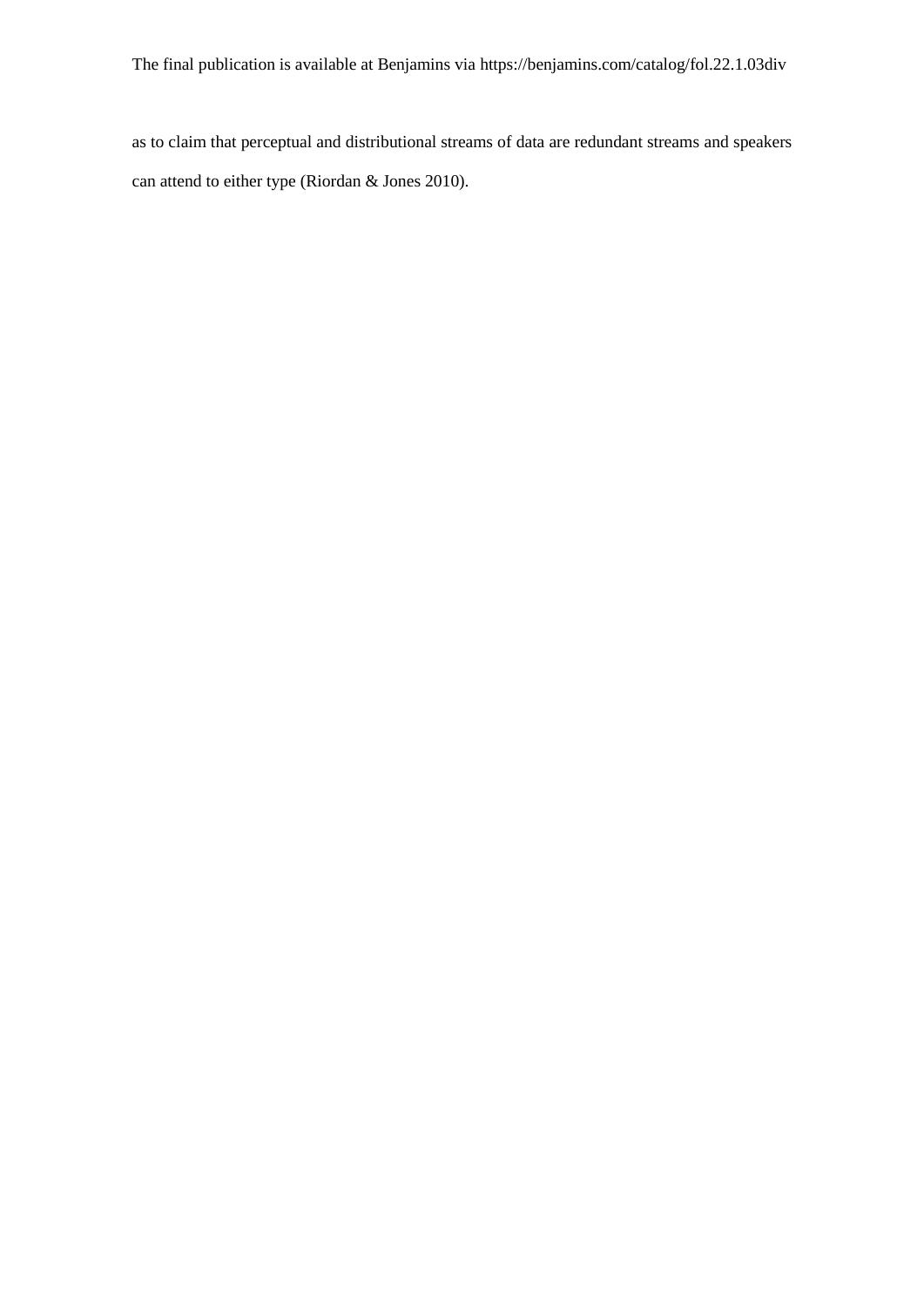as to claim that perceptual and distributional streams of data are redundant streams and speakers can attend to either type (Riordan & Jones 2010).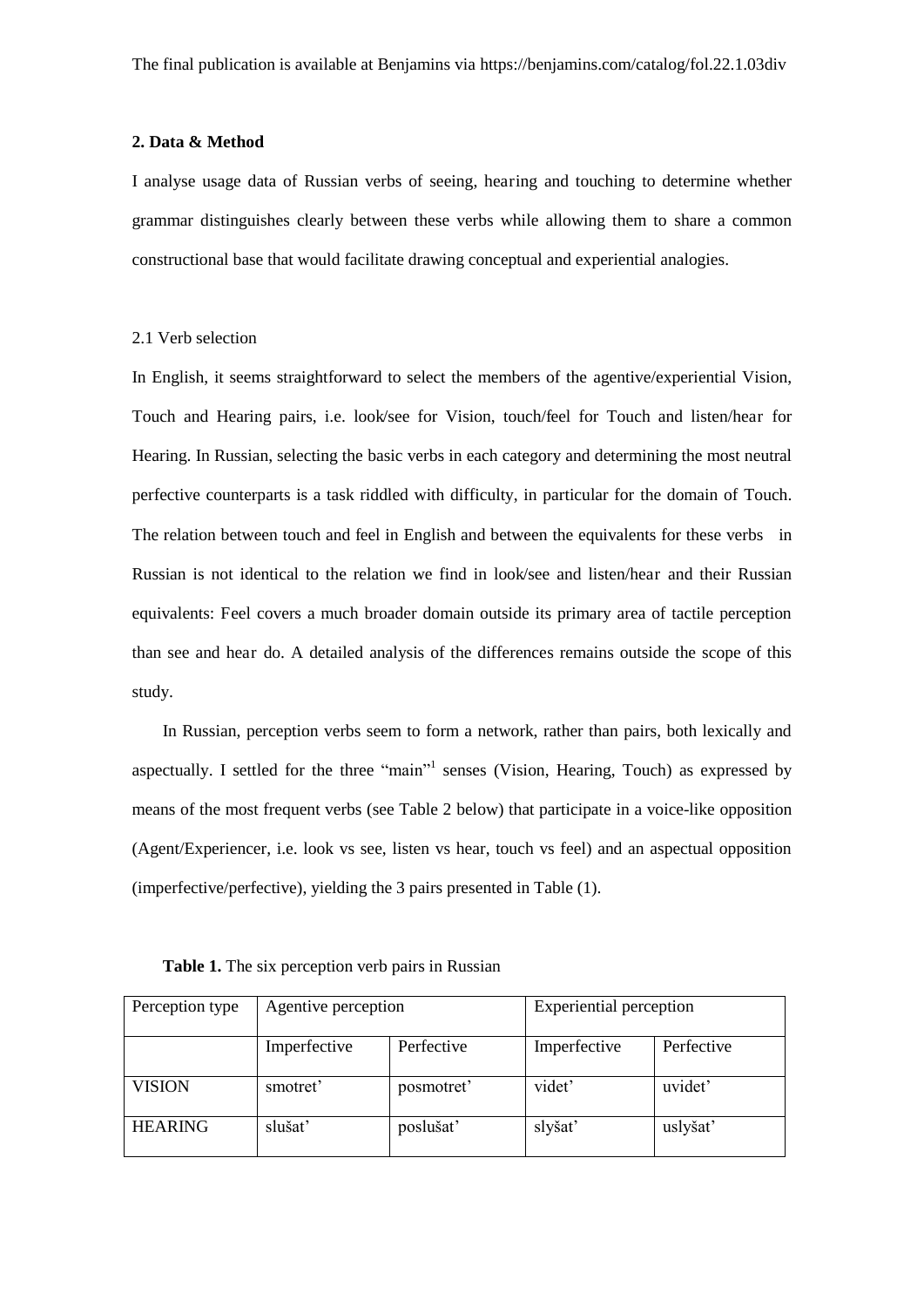## 2. Data & Method

I analyse usage data of Russian verbs of seeing, hearing and touching to determine whether grammar distinguishes clearly between these verbs while allowing them to share a common constructional base that would facilitate drawing conceptual and experiential analogies.

### 2.1 Verb selection

In English, it seems straightforward to select the members of the agentive/experiential Vision, Touch and Hearing pairs, i.e. look/see for Vision, touch/feel for Touch and listen/hear for Hearing. In Russian, selecting the basic verbs in each category and determining the most neutral perfective counterparts is a task riddled with difficulty, in particular for the domain of Touch. The relation between touch and feel in English and between the equivalents for these verbs in Russian is not identical to the relation we find in look/see and listen/hear and their Russian equivalents: Feel covers a much broader domain outside its primary area of tactile perception than see and hear do. A detailed analysis of the differences remains outside the scope of this study.

In Russian, perception verbs seem to form a network, rather than pairs, both lexically and aspectually. I settled for the three "main"[1] senses (Vision, Hearing, Touch) as expressed by means of the most frequent verbs (see Table 2 below) that participate in a voice-like opposition (Agent/Experiencer, i.e. look vs see, listen vs hear, touch vs feel) and an aspectual opposition (imperfective/perfective), yielding the 3 pairs presented in Table (1).

**Table 1.** The six perception verb pairs in Russian

| Perception type | Agentive perception | | Experiential perception | |
|---|---|---|---|---|
| | Imperfective | Perfective | Imperfective | Perfective |
| VISION | smotret' | posmotret' | videt' | uvidet' |
| HEARING | slušat' | poslušat' | slyšat' | uslyšat' |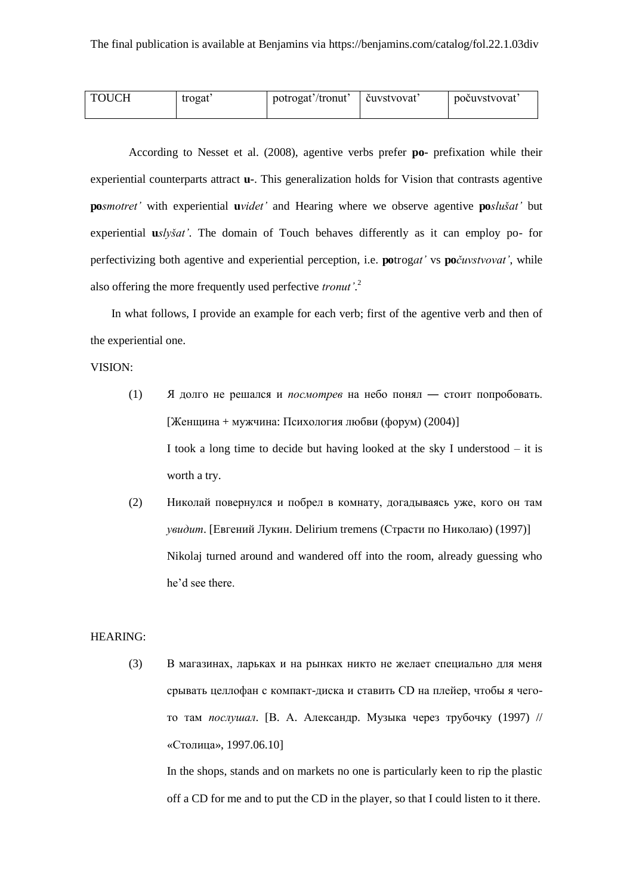| TOUCH | trogat’ | potrogat’/tronut’ | čuvstvovat’ | počuvstvovat’ |
|---|---|---|---|---|

According to Nesset et al. (2008), agentive verbs prefer **po-** prefixation while their experiential counterparts attract **u-**. This generalization holds for Vision that contrasts agentive **po***smotret’* with experiential **u***videt’* and Hearing where we observe agentive **po***slušat’* but experiential **u***slyšat’*. The domain of Touch behaves differently as it can employ po- for perfectivizing both agentive and experiential perception, i.e. **po**trog*at’* vs **po***čuvstvovat’*, while also offering the more frequently used perfective *tronut’*.[2]

In what follows, I provide an example for each verb; first of the agentive verb and then of the experiential one.

VISION:

(1) Я долго не решался и *посмотрев* на небо понял — стоит попробовать. [Женщина + мужчина: Психология любви (форум) (2004)]

I took a long time to decide but having looked at the sky I understood – it is worth a try.

(2) Николай повернулся и побрел в комнату, догадываясь уже, кого он там *увидит*. [Евгений Лукин. Delirium tremens (Страсти по Николаю) (1997)]

Nikolaj turned around and wandered off into the room, already guessing who he’d see there.

HEARING:

(3) В магазинах, ларьках и на рынках никто не желает специально для меня срывать целлофан с компакт-диска и ставить CD на плейер, чтобы я что-то там *послушал*. [В. А. Александр. Музыка через трубочку (1997) // «Столица», 1997.06.10]

In the shops, stands and on markets no one is particularly keen to rip the plastic off a CD for me and to put the CD in the player, so that I could listen to it there.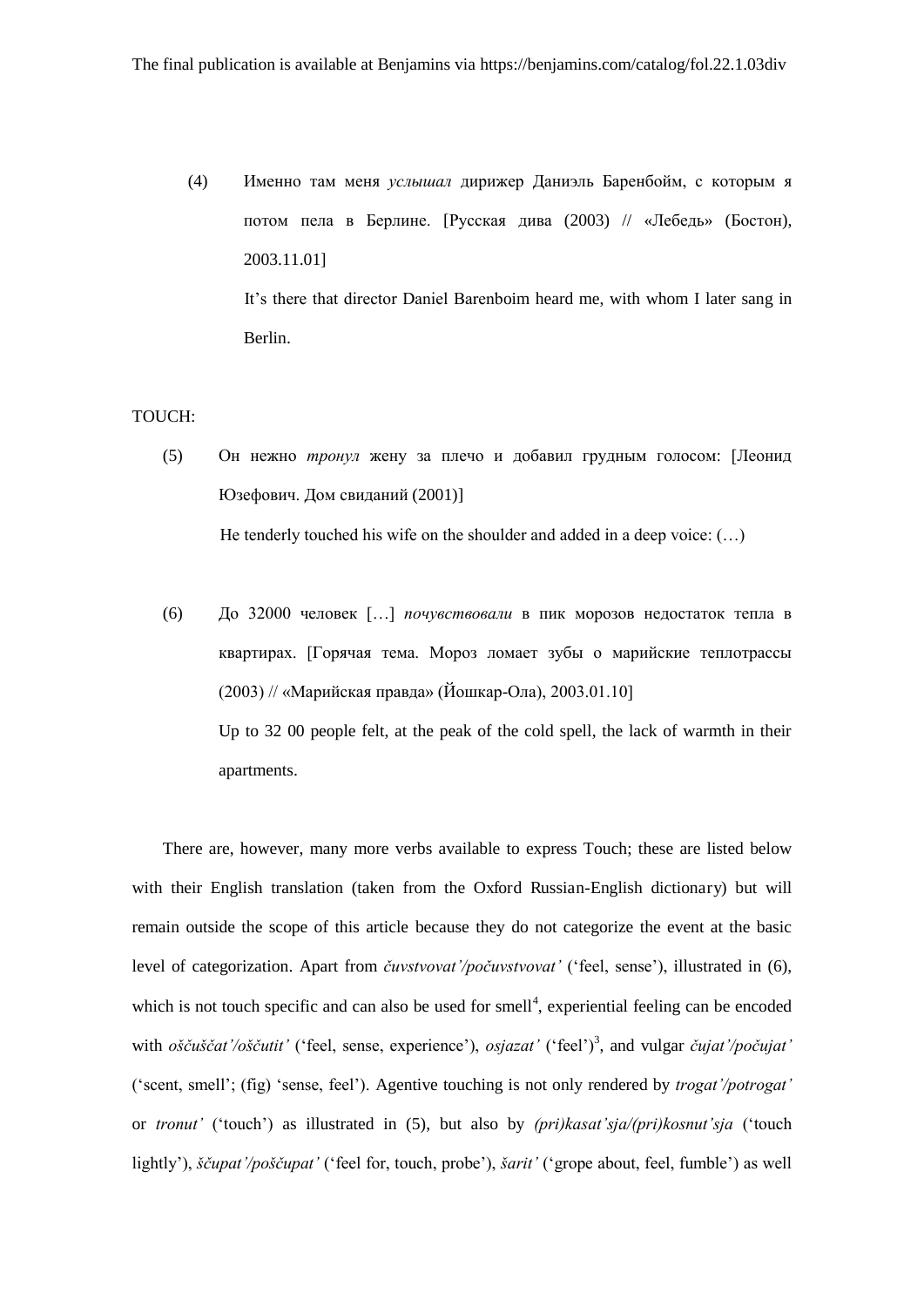(4) Именно там меня *услышал* дирижер Даниэль Баренбойм, с которым я потом пела в Берлине. [Русская дива (2003) // «Лебедь» (Бостон), 2003.11.01]

It's there that director Daniel Barenboim heard me, with whom I later sang in Berlin.

TOUCH:

(5) Он нежно *тронул* жену за плечо и добавил грудным голосом: [Леонид Юзефович. Дом свиданий (2001)]

He tenderly touched his wife on the shoulder and added in a deep voice: (…)

(6) До 32000 человек […] *почувствовали* в пик морозов недостаток тепла в квартирах. [Горячая тема. Мороз ломает зубы о марийские теплотрассы (2003) // «Марийская правда» (Йошкар-Ола), 2003.01.10]

Up to 32 00 people felt, at the peak of the cold spell, the lack of warmth in their apartments.

There are, however, many more verbs available to express Touch; these are listed below with their English translation (taken from the Oxford Russian-English dictionary) but will remain outside the scope of this article because they do not categorize the event at the basic level of categorization. Apart from *čuvstvovat'/počuvstvovat'* ('feel, sense'), illustrated in (6), which is not touch specific and can also be used for smell[4], experiential feeling can be encoded with *oščuščat'/oščutit'* ('feel, sense, experience'), *osjazat'* ('feel')[3], and vulgar *čujat'/počujat'* ('scent, smell'; (fig) 'sense, feel'). Agentive touching is not only rendered by *trogat'/potrogat'* or *tronut'* ('touch') as illustrated in (5), but also by *(pri)kasat'sja/(pri)kosnut'sja* ('touch lightly'), *ščupat'/poščupat'* ('feel for, touch, probe'), *šarit'* ('grope about, feel, fumble') as well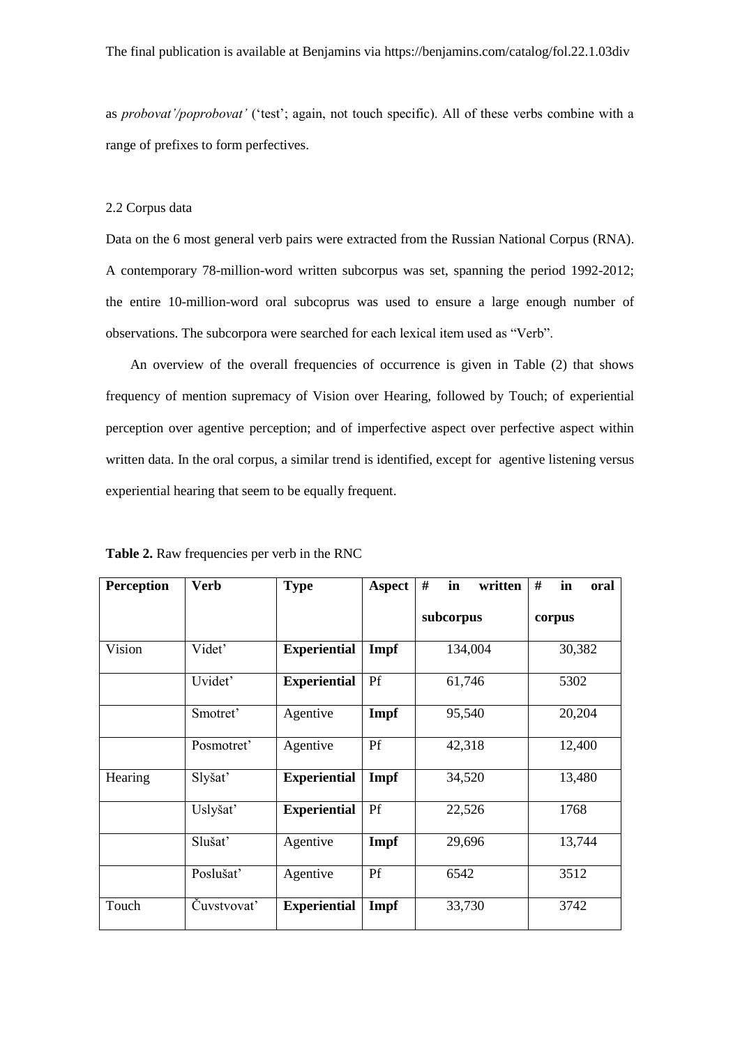as *probovat'/poprobovat'* ('test'; again, not touch specific). All of these verbs combine with a range of prefixes to form perfectives.

### 2.2 Corpus data

Data on the 6 most general verb pairs were extracted from the Russian National Corpus (RNA). A contemporary 78-million-word written subcorpus was set, spanning the period 1992-2012; the entire 10-million-word oral subcoprus was used to ensure a large enough number of observations. The subcorpora were searched for each lexical item used as "Verb".

An overview of the overall frequencies of occurrence is given in Table (2) that shows frequency of mention supremacy of Vision over Hearing, followed by Touch; of experiential perception over agentive perception; and of imperfective aspect over perfective aspect within written data. In the oral corpus, a similar trend is identified, except for agentive listening versus experiential hearing that seem to be equally frequent.

**Table 2.** Raw frequencies per verb in the RNC

| **Perception** | **Verb** | **Type** | **Aspect** | **# in written subcorpus** | **# in oral corpus** |
|---|---|---|---|---|---|
| Vision | Videt' | **Experiential** | **Impf** | 134,004 | 30,382 |
| | Uvidet' | **Experiential** | Pf | 61,746 | 5302 |
| | Smotret' | Agentive | **Impf** | 95,540 | 20,204 |
| | Posmotret' | Agentive | Pf | 42,318 | 12,400 |
| Hearing | Slyšat' | **Experiential** | **Impf** | 34,520 | 13,480 |
| | Uslyšat' | **Experiential** | Pf | 22,526 | 1768 |
| | Slušat' | Agentive | **Impf** | 29,696 | 13,744 |
| | Poslušat' | Agentive | Pf | 6542 | 3512 |
| Touch | Čuvstvovat' | **Experiential** | **Impf** | 33,730 | 3742 |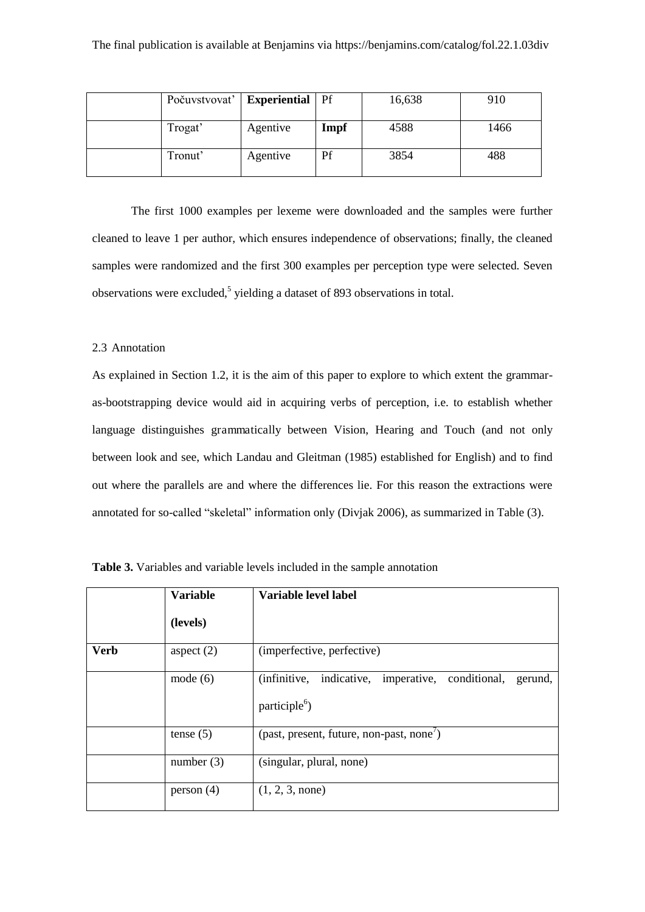|  | Počuvstvovat' | **Experiential** | Pf | 16,638 | 910 |
|---|---|---|---|---|---|
|  | Trogat' | Agentive | **Impf** | 4588 | 1466 |
|  | Tronut' | Agentive | Pf | 3854 | 488 |

The first 1000 examples per lexeme were downloaded and the samples were further cleaned to leave 1 per author, which ensures independence of observations; finally, the cleaned samples were randomized and the first 300 examples per perception type were selected. Seven observations were excluded,[5] yielding a dataset of 893 observations in total.

### 2.3 Annotation

As explained in Section 1.2, it is the aim of this paper to explore to which extent the grammar-as-bootstrapping device would aid in acquiring verbs of perception, i.e. to establish whether language distinguishes grammatically between Vision, Hearing and Touch (and not only between look and see, which Landau and Gleitman (1985) established for English) and to find out where the parallels are and where the differences lie. For this reason the extractions were annotated for so-called "skeletal" information only (Divjak 2006), as summarized in Table (3).

**Table 3.** Variables and variable levels included in the sample annotation

|  | **Variable (levels)** | **Variable level label** |
|---|---|---|
| **Verb** | aspect (2) | (imperfective, perfective) |
|  | mode (6) | (infinitive, indicative, imperative, conditional, gerund, participle[6]) |
|  | tense (5) | (past, present, future, non-past, none[7]) |
|  | number (3) | (singular, plural, none) |
|  | person (4) | (1, 2, 3, none) |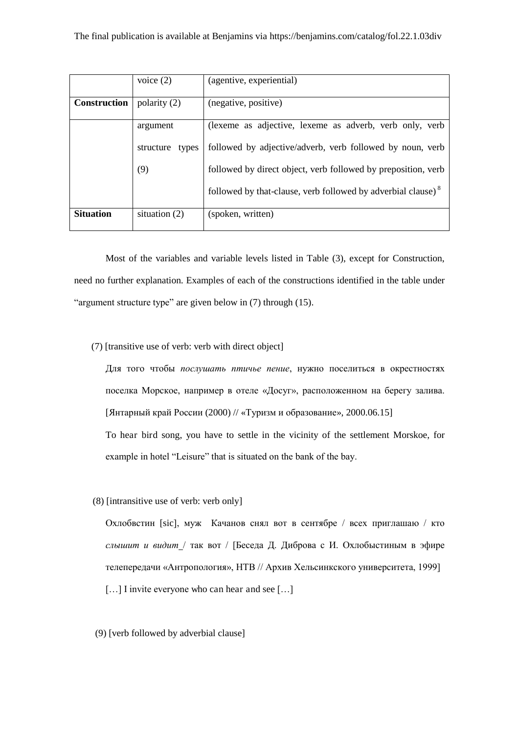| | voice (2) | (agentive, experiential) |
|---|---|---|
| **Construction** | polarity (2) | (negative, positive) |
| | argument structure types (9) | (lexeme as adjective, lexeme as adverb, verb only, verb followed by adjective/adverb, verb followed by noun, verb followed by direct object, verb followed by preposition, verb followed by that-clause, verb followed by adverbial clause) [8] |
| **Situation** | situation (2) | (spoken, written) |

Most of the variables and variable levels listed in Table (3), except for Construction, need no further explanation. Examples of each of the constructions identified in the table under "argument structure type" are given below in (7) through (15).

(7) [transitive use of verb: verb with direct object]

Для того чтобы *послушать птичье пение*, нужно поселиться в окрестностях поселка Морское, например в отеле «Досуг», расположенном на берегу залива. [Янтарный край России (2000) // «Туризм и образование», 2000.06.15]

To hear bird song, you have to settle in the vicinity of the settlement Morskoe, for example in hotel "Leisure" that is situated on the bank of the bay.

(8) [intransitive use of verb: verb only]

Охлобвстин [sic], муж Качанов снял вот в сентябре / всех приглашаю / кто *слышит и видит* / так вот / [Беседа Д. Диброва с И. Охлобыстиным в эфире телепередачи «Антропология», НТВ // Архив Хельсинкского университета, 1999]

[…] I invite everyone who can hear and see […]

(9) [verb followed by adverbial clause]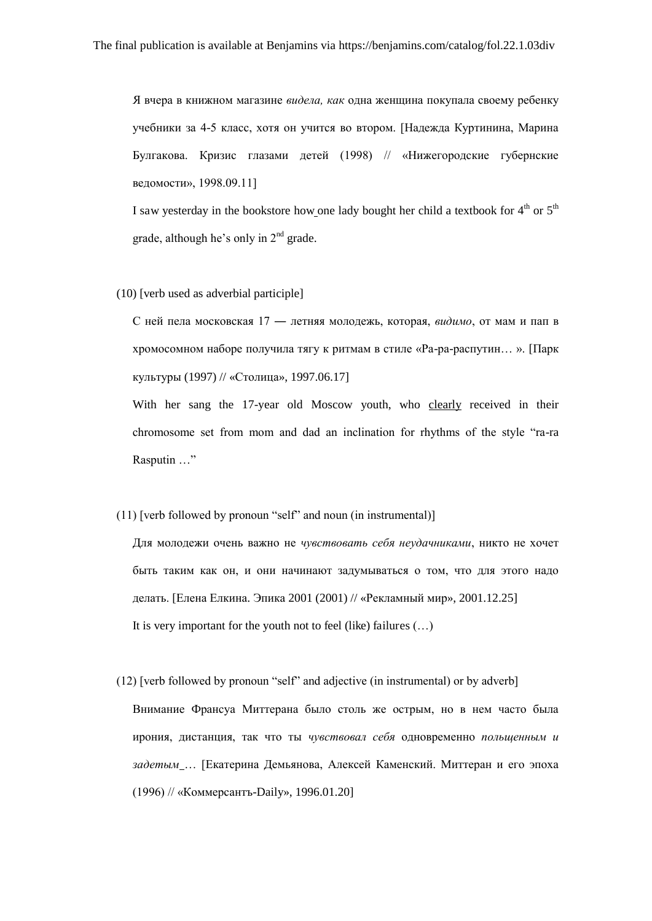Я вчера в книжном магазине *видела, как* одна женщина покупала своему ребенку учебники за 4-5 класс, хотя он учится во втором. [Надежда Куртинина, Марина Булгакова. Кризис глазами детей (1998) // «Нижегородские губернские ведомости», 1998.09.11]

I saw yesterday in the bookstore <u>how</u> one lady bought her child a textbook for 4th or 5th grade, although he's only in 2nd grade.

(10) [verb used as adverbial participle]

С ней пела московская 17 — летняя молодежь, которая, *видимо*, от мам и пап в хромосомном наборе получила тягу к ритмам в стиле «Ра-ра-распутин… ». [Парк культуры (1997) // «Столица», 1997.06.17]

With her sang the 17-year old Moscow youth, who <u>clearly</u> received in their chromosome set from mom and dad an inclination for rhythms of the style "ra-ra Rasputin …"

(11) [verb followed by pronoun "self" and noun (in instrumental)]

Для молодежи очень важно не *чувствовать себя неудачниками*, никто не хочет быть таким как он, и они начинают задумываться о том, что для этого надо делать. [Елена Елкина. Эпика 2001 (2001) // «Рекламный мир», 2001.12.25]

It is very important for the youth not to feel (like) failures (…)

(12) [verb followed by pronoun "self" and adjective (in instrumental) or by adverb]

Внимание Франсуа Миттерана было столь же острым, но в нем часто была ирония, дистанция, так что ты *чувствовал себя* одновременно *польщенным и задетым*… [Екатерина Демьянова, Алексей Каменский. Миттеран и его эпоха (1996) // «Коммерсантъ-Daily», 1996.01.20]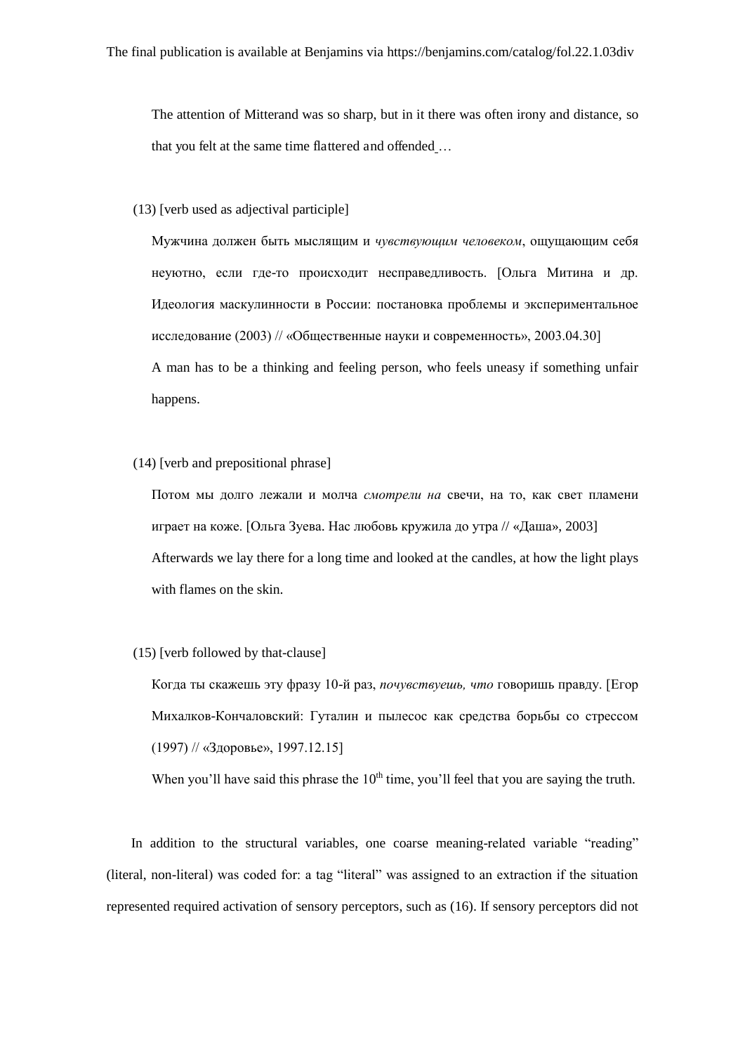The attention of Mitterand was so sharp, but in it there was often irony and distance, so that you felt at the same time flattered and offended …

(13) [verb used as adjectival participle]

Мужчина должен быть мыслящим и *чувствующим человеком*, ощущающим себя неуютно, если где-то происходит несправедливость. [Ольга Митина и др. Идеология маскулинности в России: постановка проблемы и экспериментальное исследование (2003) // «Общественные науки и современность», 2003.04.30]

A man has to be a thinking and feeling person, who feels uneasy if something unfair happens.

(14) [verb and prepositional phrase]

Потом мы долго лежали и молча *смотрели на* свечи, на то, как свет пламени играет на коже. [Ольга Зуева. Нас любовь кружила до утра // «Даша», 2003]

Afterwards we lay there for a long time and looked at the candles, at how the light plays with flames on the skin.

(15) [verb followed by that-clause]

Когда ты скажешь эту фразу 10-й раз, *почувствуешь, что* говоришь правду. [Егор Михалков-Кончаловский: Гуталин и пылесос как средства борьбы со стрессом (1997) // «Здоровье», 1997.12.15]

When you'll have said this phrase the 10th time, you'll feel that you are saying the truth.

In addition to the structural variables, one coarse meaning-related variable "reading" (literal, non-literal) was coded for: a tag "literal" was assigned to an extraction if the situation represented required activation of sensory perceptors, such as (16). If sensory perceptors did not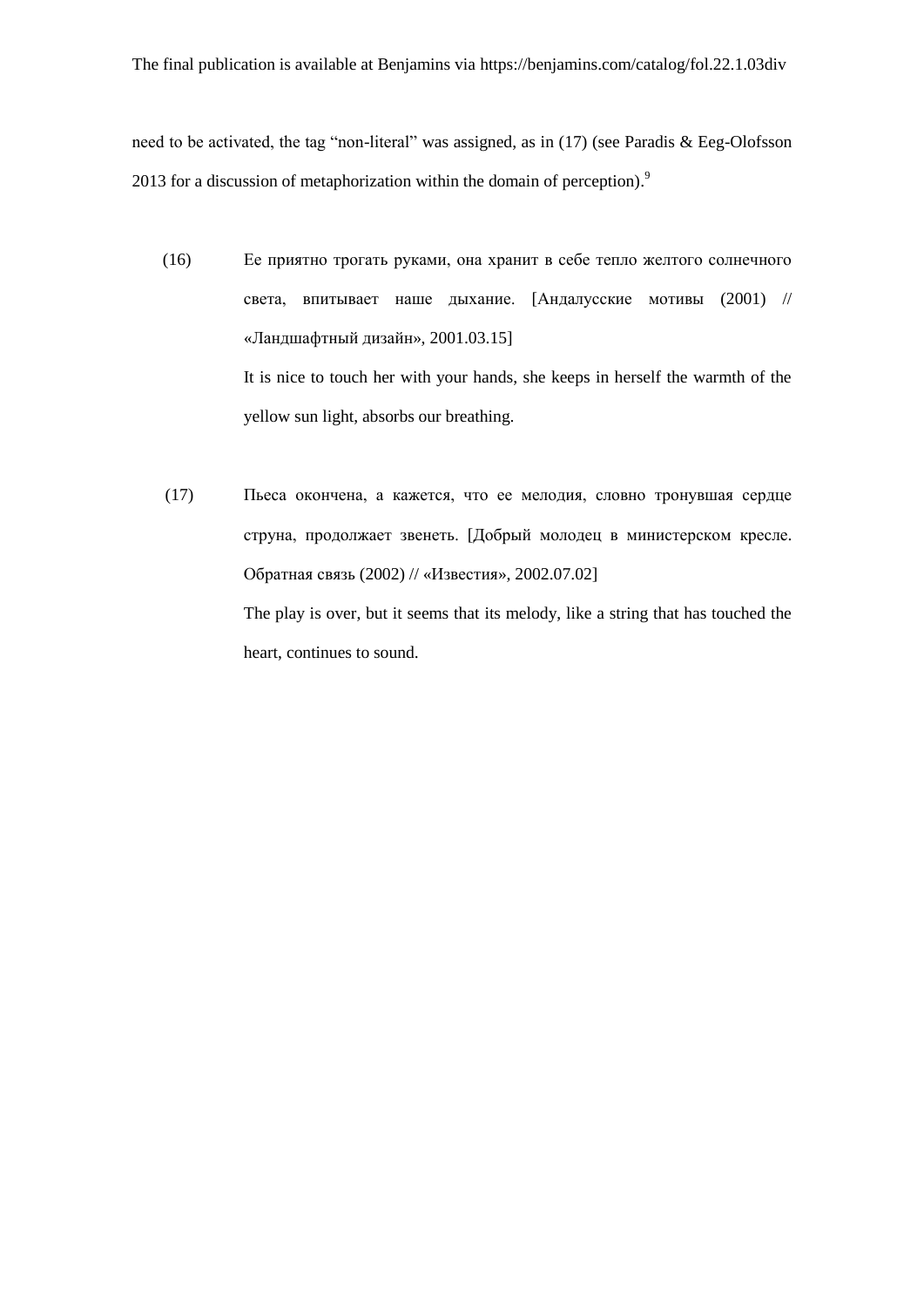need to be activated, the tag “non-literal” was assigned, as in (17) (see Paradis & Eeg-Olofsson 2013 for a discussion of metaphorization within the domain of perception).[9]

(16) Ее приятно трогать руками, она хранит в себе тепло желтого солнечного света, впитывает наше дыхание. [Андалусские мотивы (2001) // «Ландшафтный дизайн», 2001.03.15]

It is nice to touch her with your hands, she keeps in herself the warmth of the yellow sun light, absorbs our breathing.

(17) Пьеса окончена, а кажется, что ее мелодия, словно тронувшая сердце струна, продолжает звенеть. [Добрый молодец в министерском кресле. Обратная связь (2002) // «Известия», 2002.07.02]

The play is over, but it seems that its melody, like a string that has touched the heart, continues to sound.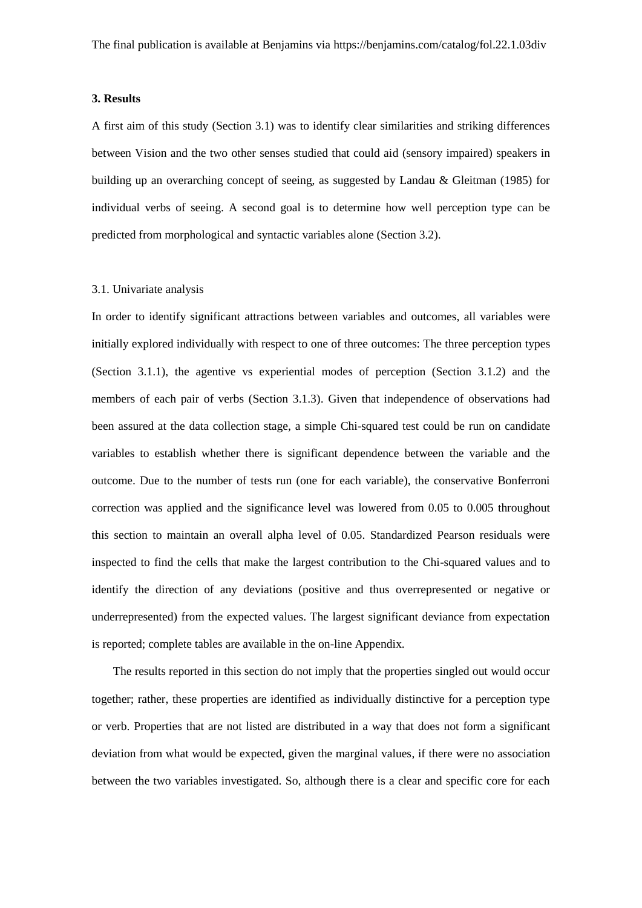### 3. Results

A first aim of this study (Section 3.1) was to identify clear similarities and striking differences between Vision and the two other senses studied that could aid (sensory impaired) speakers in building up an overarching concept of seeing, as suggested by Landau & Gleitman (1985) for individual verbs of seeing. A second goal is to determine how well perception type can be predicted from morphological and syntactic variables alone (Section 3.2).

#### 3.1. Univariate analysis

In order to identify significant attractions between variables and outcomes, all variables were initially explored individually with respect to one of three outcomes: The three perception types (Section 3.1.1), the agentive vs experiential modes of perception (Section 3.1.2) and the members of each pair of verbs (Section 3.1.3). Given that independence of observations had been assured at the data collection stage, a simple Chi-squared test could be run on candidate variables to establish whether there is significant dependence between the variable and the outcome. Due to the number of tests run (one for each variable), the conservative Bonferroni correction was applied and the significance level was lowered from 0.05 to 0.005 throughout this section to maintain an overall alpha level of 0.05. Standardized Pearson residuals were inspected to find the cells that make the largest contribution to the Chi-squared values and to identify the direction of any deviations (positive and thus overrepresented or negative or underrepresented) from the expected values. The largest significant deviance from expectation is reported; complete tables are available in the on-line Appendix.

The results reported in this section do not imply that the properties singled out would occur together; rather, these properties are identified as individually distinctive for a perception type or verb. Properties that are not listed are distributed in a way that does not form a significant deviation from what would be expected, given the marginal values, if there were no association between the two variables investigated. So, although there is a clear and specific core for each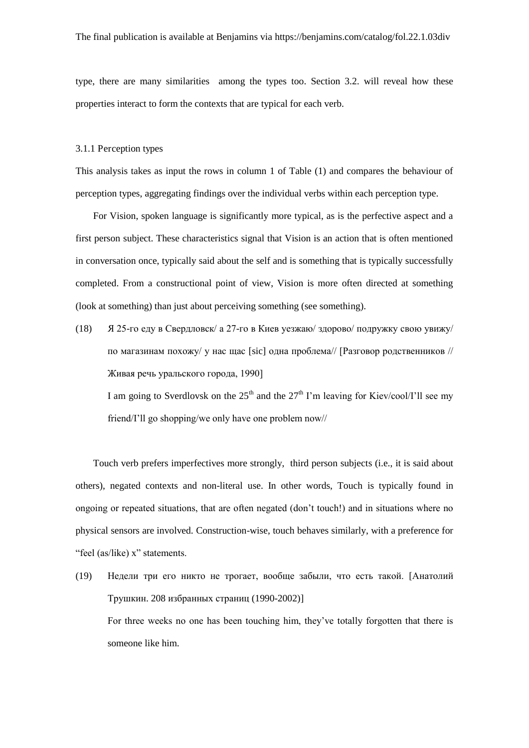type, there are many similarities among the types too. Section 3.2. will reveal how these properties interact to form the contexts that are typical for each verb.

### 3.1.1 Perception types

This analysis takes as input the rows in column 1 of Table (1) and compares the behaviour of perception types, aggregating findings over the individual verbs within each perception type.

For Vision, spoken language is significantly more typical, as is the perfective aspect and a first person subject. These characteristics signal that Vision is an action that is often mentioned in conversation once, typically said about the self and is something that is typically successfully completed. From a constructional point of view, Vision is more often directed at something (look at something) than just about perceiving something (see something).

(18) Я 25-го еду в Свердловск/ а 27-го в Киев уезжаю/ здорово/ подружку свою увижу/ по магазинам похожу/ у нас щас [sic] одна проблема// [Разговор родственников // Живая речь уральского города, 1990]

I am going to Sverdlovsk on the 25[th] and the 27[th] I'm leaving for Kiev/cool/I'll see my friend/I'll go shopping/we only have one problem now//

Touch verb prefers imperfectives more strongly, third person subjects (i.e., it is said about others), negated contexts and non-literal use. In other words, Touch is typically found in ongoing or repeated situations, that are often negated (don't touch!) and in situations where no physical sensors are involved. Construction-wise, touch behaves similarly, with a preference for "feel (as/like) x" statements.

(19) Недели три его никто не трогает, вообще забыли, что есть такой. [Анатолий Трушкин. 208 избранных страниц (1990-2002)]

For three weeks no one has been touching him, they've totally forgotten that there is someone like him.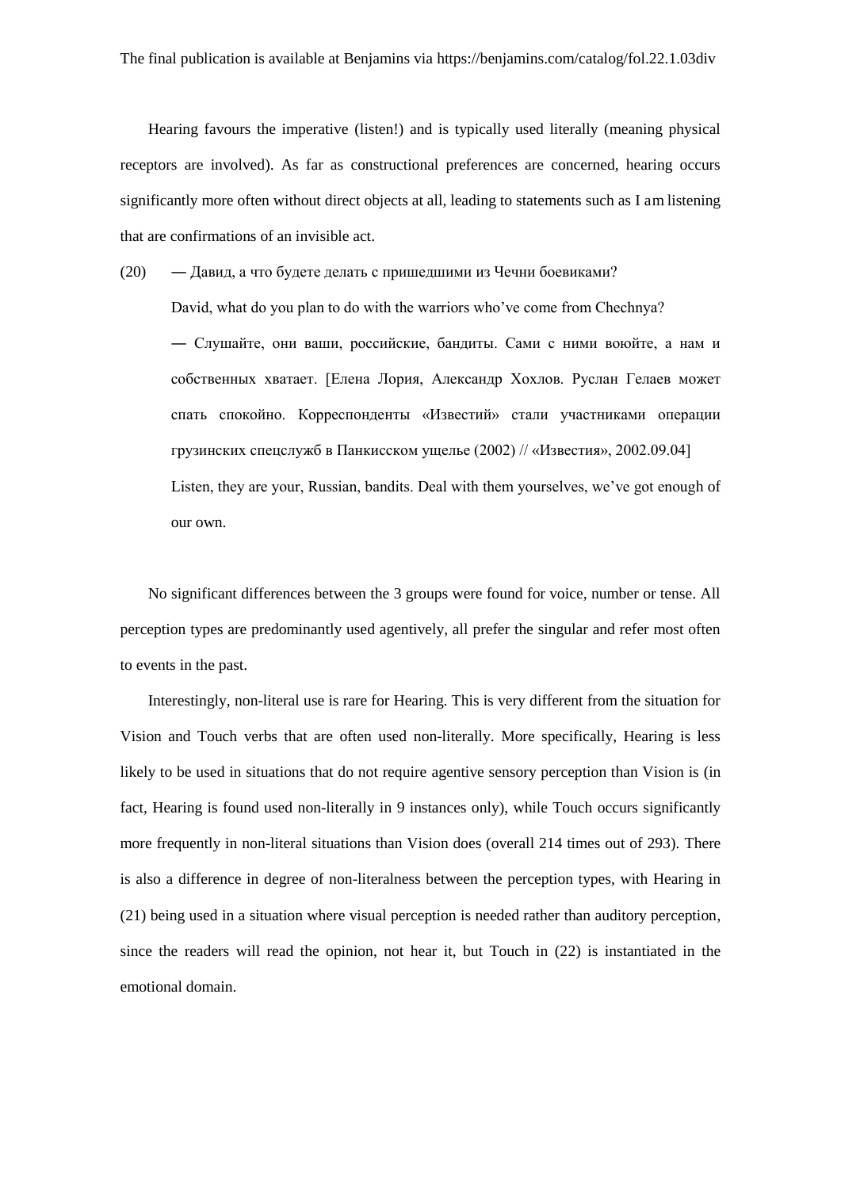Hearing favours the imperative (listen!) and is typically used literally (meaning physical receptors are involved). As far as constructional preferences are concerned, hearing occurs significantly more often without direct objects at all, leading to statements such as I am listening that are confirmations of an invisible act.

(20) — Давид, а что будете делать с пришедшими из Чечни боевиками?

David, what do you plan to do with the warriors who've come from Chechnya?

— Слушайте, они ваши, российские, бандиты. Сами с ними воюйте, а нам и собственных хватает. [Елена Лория, Александр Хохлов. Руслан Гелаев может спать спокойно. Корреспонденты «Известий» стали участниками операции грузинских спецслужб в Панкисском ущелье (2002) // «Известия», 2002.09.04]

Listen, they are your, Russian, bandits. Deal with them yourselves, we've got enough of our own.

No significant differences between the 3 groups were found for voice, number or tense. All perception types are predominantly used agentively, all prefer the singular and refer most often to events in the past.

Interestingly, non-literal use is rare for Hearing. This is very different from the situation for Vision and Touch verbs that are often used non-literally. More specifically, Hearing is less likely to be used in situations that do not require agentive sensory perception than Vision is (in fact, Hearing is found used non-literally in 9 instances only), while Touch occurs significantly more frequently in non-literal situations than Vision does (overall 214 times out of 293). There is also a difference in degree of non-literalness between the perception types, with Hearing in (21) being used in a situation where visual perception is needed rather than auditory perception, since the readers will read the opinion, not hear it, but Touch in (22) is instantiated in the emotional domain.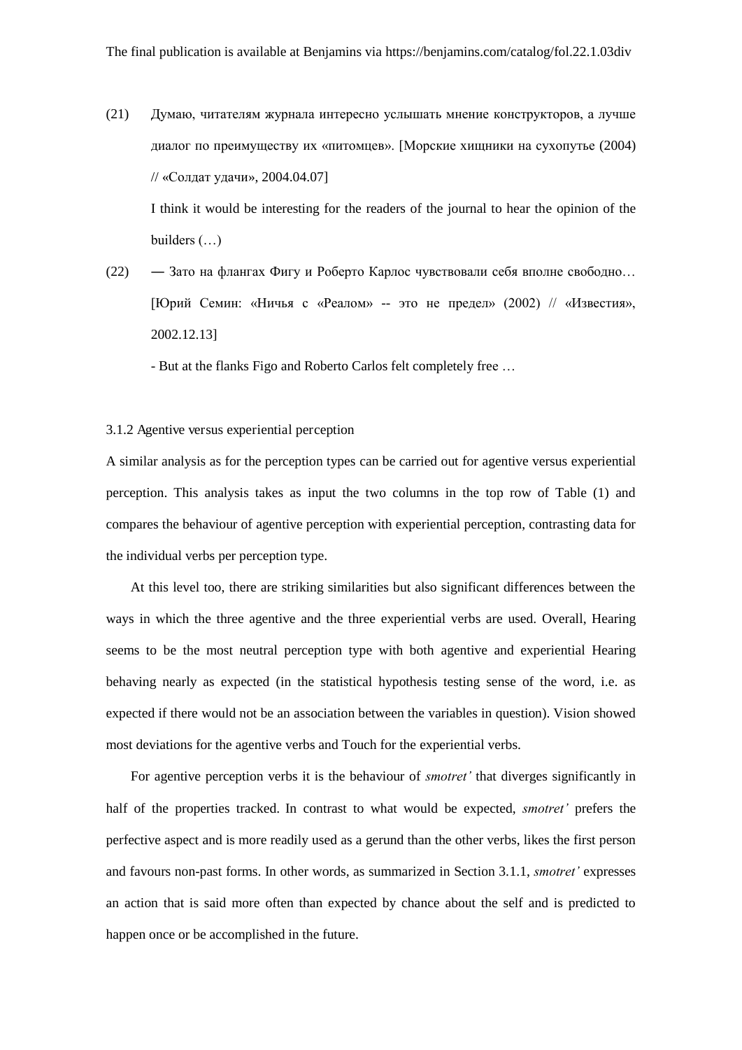(21) Думаю, читателям журнала интересно услышать мнение конструкторов, а лучше диалог по преимуществу их «питомцев». [Морские хищники на сухопутье (2004) // «Солдат удачи», 2004.04.07]

I think it would be interesting for the readers of the journal to hear the opinion of the builders (…)

(22) — Зато на флангах Фигу и Роберто Карлос чувствовали себя вполне свободно… [Юрий Семин: «Ничья с «Реалом» -- это не предел» (2002) // «Известия», 2002.12.13]

- But at the flanks Figo and Roberto Carlos felt completely free …

### 3.1.2 Agentive versus experiential perception

A similar analysis as for the perception types can be carried out for agentive versus experiential perception. This analysis takes as input the two columns in the top row of Table (1) and compares the behaviour of agentive perception with experiential perception, contrasting data for the individual verbs per perception type.

At this level too, there are striking similarities but also significant differences between the ways in which the three agentive and the three experiential verbs are used. Overall, Hearing seems to be the most neutral perception type with both agentive and experiential Hearing behaving nearly as expected (in the statistical hypothesis testing sense of the word, i.e. as expected if there would not be an association between the variables in question). Vision showed most deviations for the agentive verbs and Touch for the experiential verbs.

For agentive perception verbs it is the behaviour of *smotret'* that diverges significantly in half of the properties tracked. In contrast to what would be expected, *smotret'* prefers the perfective aspect and is more readily used as a gerund than the other verbs, likes the first person and favours non-past forms. In other words, as summarized in Section 3.1.1, *smotret'* expresses an action that is said more often than expected by chance about the self and is predicted to happen once or be accomplished in the future.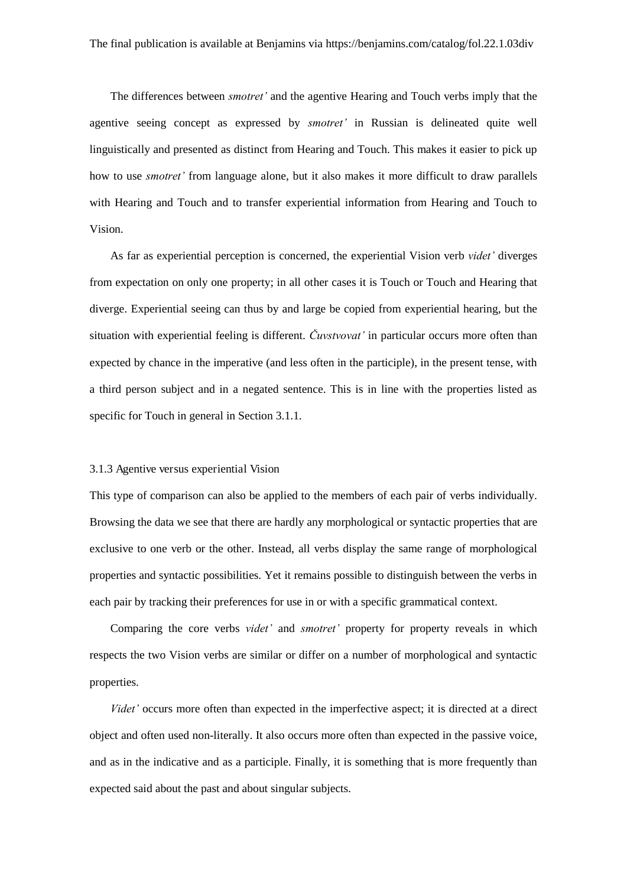The differences between *smotret'* and the agentive Hearing and Touch verbs imply that the agentive seeing concept as expressed by *smotret'* in Russian is delineated quite well linguistically and presented as distinct from Hearing and Touch. This makes it easier to pick up how to use *smotret'* from language alone, but it also makes it more difficult to draw parallels with Hearing and Touch and to transfer experiential information from Hearing and Touch to Vision.

As far as experiential perception is concerned, the experiential Vision verb *videt'* diverges from expectation on only one property; in all other cases it is Touch or Touch and Hearing that diverge. Experiential seeing can thus by and large be copied from experiential hearing, but the situation with experiential feeling is different. *Čuvstvovat'* in particular occurs more often than expected by chance in the imperative (and less often in the participle), in the present tense, with a third person subject and in a negated sentence. This is in line with the properties listed as specific for Touch in general in Section 3.1.1.

### 3.1.3 Agentive versus experiential Vision

This type of comparison can also be applied to the members of each pair of verbs individually. Browsing the data we see that there are hardly any morphological or syntactic properties that are exclusive to one verb or the other. Instead, all verbs display the same range of morphological properties and syntactic possibilities. Yet it remains possible to distinguish between the verbs in each pair by tracking their preferences for use in or with a specific grammatical context.

Comparing the core verbs *videt'* and *smotret'* property for property reveals in which respects the two Vision verbs are similar or differ on a number of morphological and syntactic properties.

*Videt'* occurs more often than expected in the imperfective aspect; it is directed at a direct object and often used non-literally. It also occurs more often than expected in the passive voice, and as in the indicative and as a participle. Finally, it is something that is more frequently than expected said about the past and about singular subjects.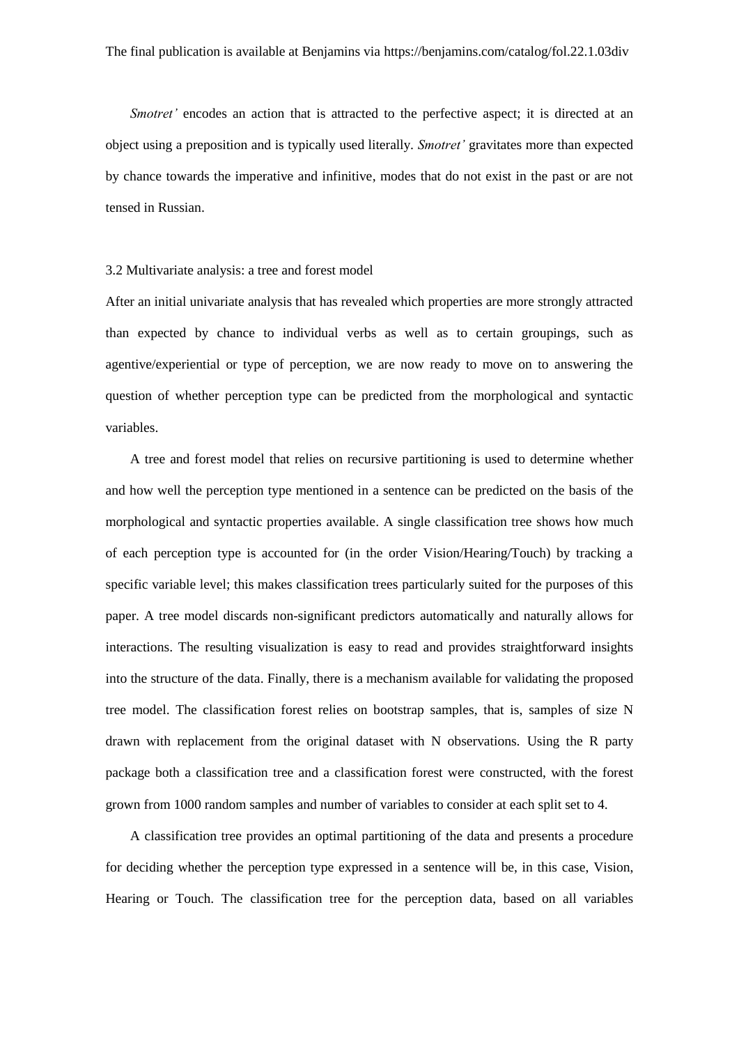*Smotret'* encodes an action that is attracted to the perfective aspect; it is directed at an object using a preposition and is typically used literally. *Smotret'* gravitates more than expected by chance towards the imperative and infinitive, modes that do not exist in the past or are not tensed in Russian.

### 3.2 Multivariate analysis: a tree and forest model

After an initial univariate analysis that has revealed which properties are more strongly attracted than expected by chance to individual verbs as well as to certain groupings, such as agentive/experiential or type of perception, we are now ready to move on to answering the question of whether perception type can be predicted from the morphological and syntactic variables.

A tree and forest model that relies on recursive partitioning is used to determine whether and how well the perception type mentioned in a sentence can be predicted on the basis of the morphological and syntactic properties available. A single classification tree shows how much of each perception type is accounted for (in the order Vision/Hearing/Touch) by tracking a specific variable level; this makes classification trees particularly suited for the purposes of this paper. A tree model discards non-significant predictors automatically and naturally allows for interactions. The resulting visualization is easy to read and provides straightforward insights into the structure of the data. Finally, there is a mechanism available for validating the proposed tree model. The classification forest relies on bootstrap samples, that is, samples of size N drawn with replacement from the original dataset with N observations. Using the R party package both a classification tree and a classification forest were constructed, with the forest grown from 1000 random samples and number of variables to consider at each split set to 4.

A classification tree provides an optimal partitioning of the data and presents a procedure for deciding whether the perception type expressed in a sentence will be, in this case, Vision, Hearing or Touch. The classification tree for the perception data, based on all variables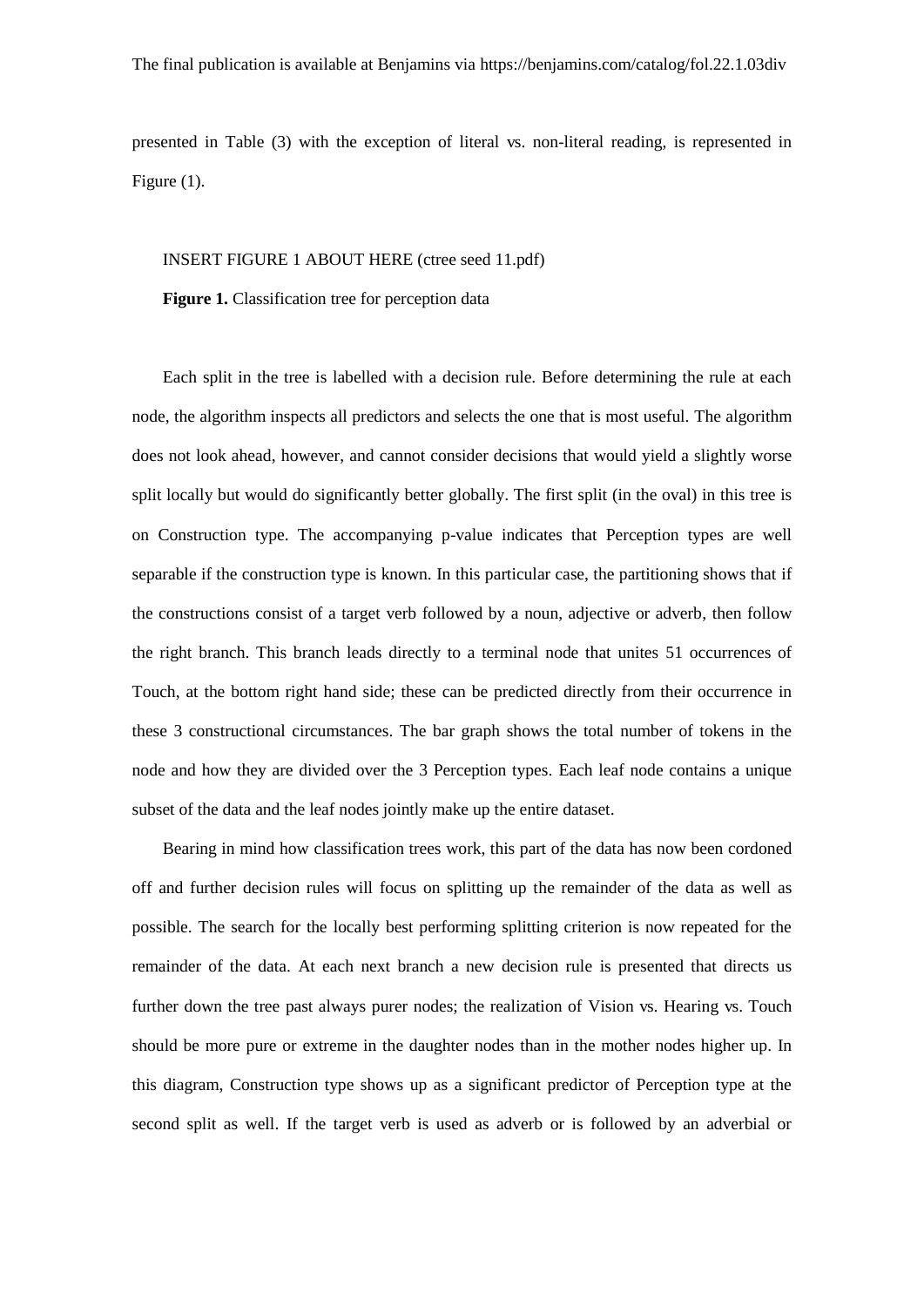presented in Table (3) with the exception of literal vs. non-literal reading, is represented in Figure (1).

INSERT FIGURE 1 ABOUT HERE (ctree seed 11.pdf)

**Figure 1.** Classification tree for perception data

Each split in the tree is labelled with a decision rule. Before determining the rule at each node, the algorithm inspects all predictors and selects the one that is most useful. The algorithm does not look ahead, however, and cannot consider decisions that would yield a slightly worse split locally but would do significantly better globally. The first split (in the oval) in this tree is on Construction type. The accompanying p-value indicates that Perception types are well separable if the construction type is known. In this particular case, the partitioning shows that if the constructions consist of a target verb followed by a noun, adjective or adverb, then follow the right branch. This branch leads directly to a terminal node that unites 51 occurrences of Touch, at the bottom right hand side; these can be predicted directly from their occurrence in these 3 constructional circumstances. The bar graph shows the total number of tokens in the node and how they are divided over the 3 Perception types. Each leaf node contains a unique subset of the data and the leaf nodes jointly make up the entire dataset.

Bearing in mind how classification trees work, this part of the data has now been cordoned off and further decision rules will focus on splitting up the remainder of the data as well as possible. The search for the locally best performing splitting criterion is now repeated for the remainder of the data. At each next branch a new decision rule is presented that directs us further down the tree past always purer nodes; the realization of Vision vs. Hearing vs. Touch should be more pure or extreme in the daughter nodes than in the mother nodes higher up. In this diagram, Construction type shows up as a significant predictor of Perception type at the second split as well. If the target verb is used as adverb or is followed by an adverbial or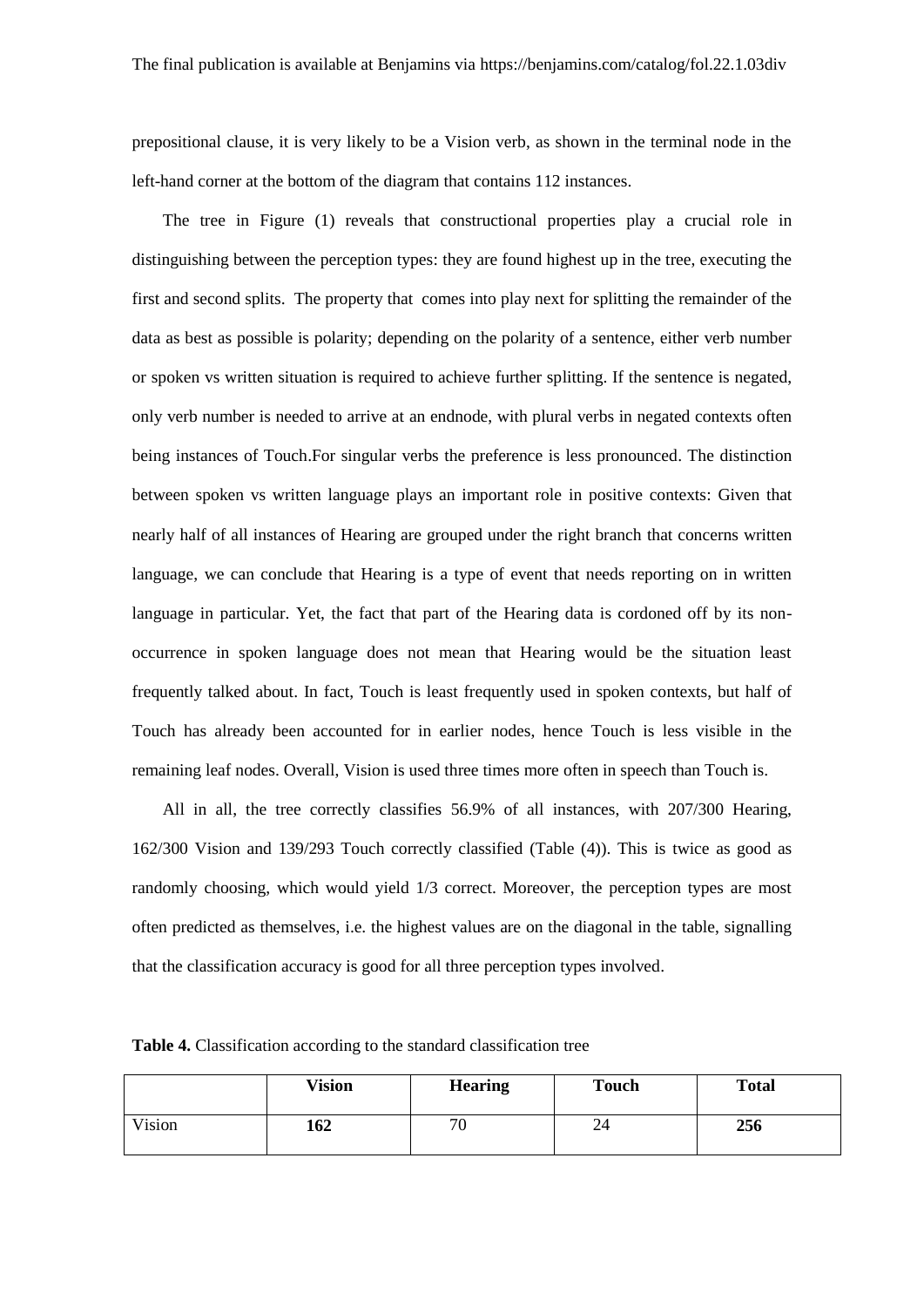prepositional clause, it is very likely to be a Vision verb, as shown in the terminal node in the left-hand corner at the bottom of the diagram that contains 112 instances.

The tree in Figure (1) reveals that constructional properties play a crucial role in distinguishing between the perception types: they are found highest up in the tree, executing the first and second splits. The property that comes into play next for splitting the remainder of the data as best as possible is polarity; depending on the polarity of a sentence, either verb number or spoken vs written situation is required to achieve further splitting. If the sentence is negated, only verb number is needed to arrive at an endnode, with plural verbs in negated contexts often being instances of Touch.For singular verbs the preference is less pronounced. The distinction between spoken vs written language plays an important role in positive contexts: Given that nearly half of all instances of Hearing are grouped under the right branch that concerns written language, we can conclude that Hearing is a type of event that needs reporting on in written language in particular. Yet, the fact that part of the Hearing data is cordoned off by its non-occurrence in spoken language does not mean that Hearing would be the situation least frequently talked about. In fact, Touch is least frequently used in spoken contexts, but half of Touch has already been accounted for in earlier nodes, hence Touch is less visible in the remaining leaf nodes. Overall, Vision is used three times more often in speech than Touch is.

All in all, the tree correctly classifies 56.9% of all instances, with 207/300 Hearing, 162/300 Vision and 139/293 Touch correctly classified (Table (4)). This is twice as good as randomly choosing, which would yield 1/3 correct. Moreover, the perception types are most often predicted as themselves, i.e. the highest values are on the diagonal in the table, signalling that the classification accuracy is good for all three perception types involved.

**Table 4.** Classification according to the standard classification tree

| | **Vision** | **Hearing** | **Touch** | **Total** |
|---|---|---|---|---|
| Vision | **162** | 70 | 24 | **256** |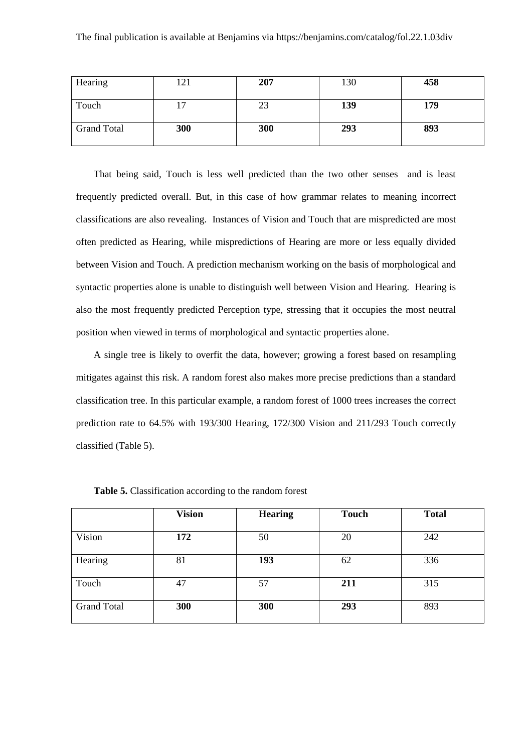| Hearing | 121 | **207** | 130 | **458** |
|---|---|---|---|---|
| Touch | 17 | 23 | **139** | **179** |
| Grand Total | **300** | **300** | **293** | **893** |

That being said, Touch is less well predicted than the two other senses and is least frequently predicted overall. But, in this case of how grammar relates to meaning incorrect classifications are also revealing. Instances of Vision and Touch that are mispredicted are most often predicted as Hearing, while mispredictions of Hearing are more or less equally divided between Vision and Touch. A prediction mechanism working on the basis of morphological and syntactic properties alone is unable to distinguish well between Vision and Hearing. Hearing is also the most frequently predicted Perception type, stressing that it occupies the most neutral position when viewed in terms of morphological and syntactic properties alone.

A single tree is likely to overfit the data, however; growing a forest based on resampling mitigates against this risk. A random forest also makes more precise predictions than a standard classification tree. In this particular example, a random forest of 1000 trees increases the correct prediction rate to 64.5% with 193/300 Hearing, 172/300 Vision and 211/293 Touch correctly classified (Table 5).

**Table 5.** Classification according to the random forest

| | **Vision** | **Hearing** | **Touch** | **Total** |
|---|---|---|---|---|
| Vision | **172** | 50 | 20 | 242 |
| Hearing | 81 | **193** | 62 | 336 |
| Touch | 47 | 57 | **211** | 315 |
| Grand Total | **300** | **300** | **293** | 893 |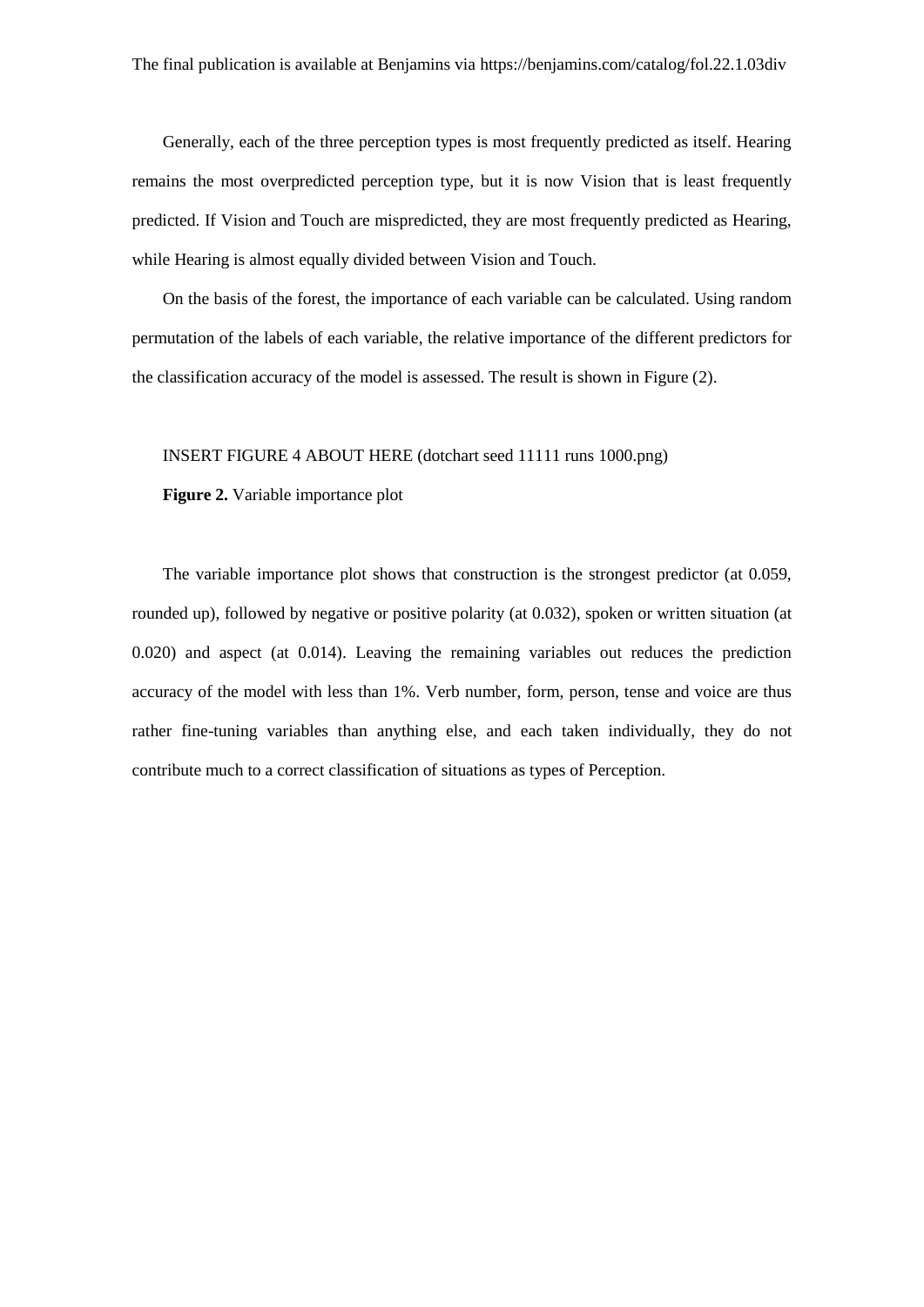Generally, each of the three perception types is most frequently predicted as itself. Hearing remains the most overpredicted perception type, but it is now Vision that is least frequently predicted. If Vision and Touch are mispredicted, they are most frequently predicted as Hearing, while Hearing is almost equally divided between Vision and Touch.

On the basis of the forest, the importance of each variable can be calculated. Using random permutation of the labels of each variable, the relative importance of the different predictors for the classification accuracy of the model is assessed. The result is shown in Figure (2).

INSERT FIGURE 4 ABOUT HERE (dotchart seed 11111 runs 1000.png)

**Figure 2.** Variable importance plot

The variable importance plot shows that construction is the strongest predictor (at 0.059, rounded up), followed by negative or positive polarity (at 0.032), spoken or written situation (at 0.020) and aspect (at 0.014). Leaving the remaining variables out reduces the prediction accuracy of the model with less than 1%. Verb number, form, person, tense and voice are thus rather fine-tuning variables than anything else, and each taken individually, they do not contribute much to a correct classification of situations as types of Perception.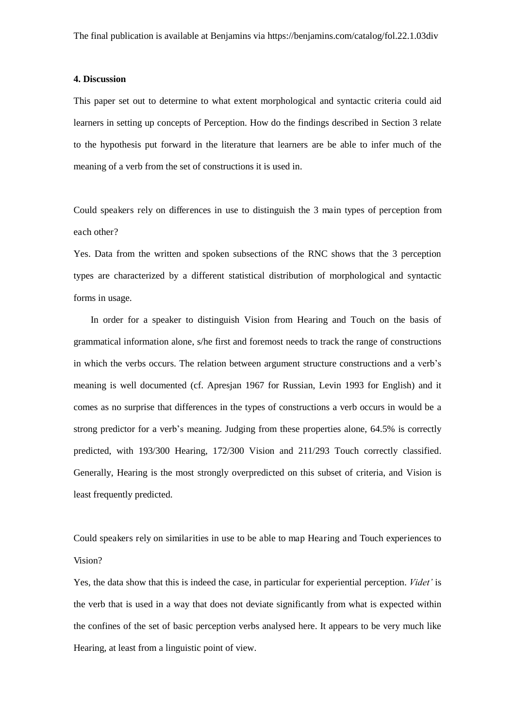### 4. Discussion

This paper set out to determine to what extent morphological and syntactic criteria could aid learners in setting up concepts of Perception. How do the findings described in Section 3 relate to the hypothesis put forward in the literature that learners are be able to infer much of the meaning of a verb from the set of constructions it is used in.

Could speakers rely on differences in use to distinguish the 3 main types of perception from each other?

Yes. Data from the written and spoken subsections of the RNC shows that the 3 perception types are characterized by a different statistical distribution of morphological and syntactic forms in usage.

In order for a speaker to distinguish Vision from Hearing and Touch on the basis of grammatical information alone, s/he first and foremost needs to track the range of constructions in which the verbs occurs. The relation between argument structure constructions and a verb's meaning is well documented (cf. Apresjan 1967 for Russian, Levin 1993 for English) and it comes as no surprise that differences in the types of constructions a verb occurs in would be a strong predictor for a verb's meaning. Judging from these properties alone, 64.5% is correctly predicted, with 193/300 Hearing, 172/300 Vision and 211/293 Touch correctly classified. Generally, Hearing is the most strongly overpredicted on this subset of criteria, and Vision is least frequently predicted.

Could speakers rely on similarities in use to be able to map Hearing and Touch experiences to Vision?

Yes, the data show that this is indeed the case, in particular for experiential perception. *Videt'* is the verb that is used in a way that does not deviate significantly from what is expected within the confines of the set of basic perception verbs analysed here. It appears to be very much like Hearing, at least from a linguistic point of view.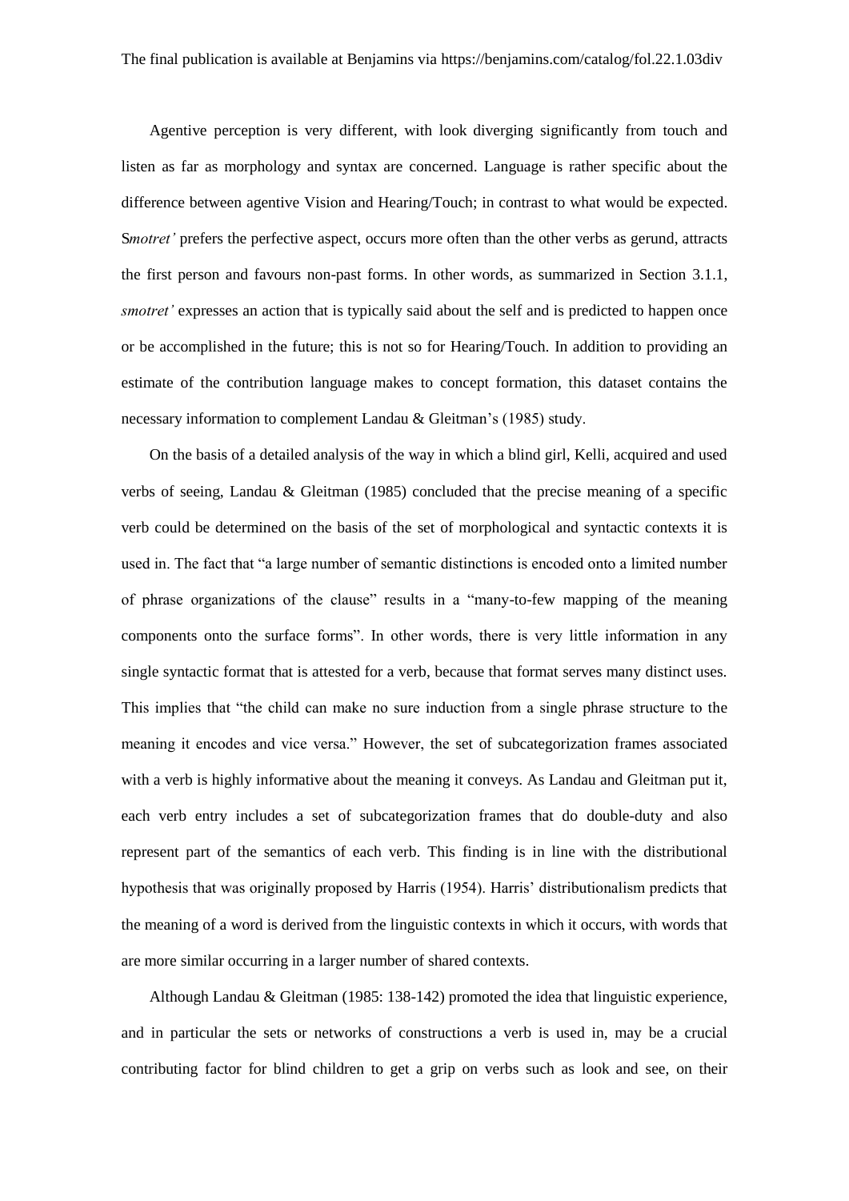Agentive perception is very different, with look diverging significantly from touch and listen as far as morphology and syntax are concerned. Language is rather specific about the difference between agentive Vision and Hearing/Touch; in contrast to what would be expected. S*motret'* prefers the perfective aspect, occurs more often than the other verbs as gerund, attracts the first person and favours non-past forms. In other words, as summarized in Section 3.1.1, *smotret'* expresses an action that is typically said about the self and is predicted to happen once or be accomplished in the future; this is not so for Hearing/Touch. In addition to providing an estimate of the contribution language makes to concept formation, this dataset contains the necessary information to complement Landau & Gleitman's (1985) study.

On the basis of a detailed analysis of the way in which a blind girl, Kelli, acquired and used verbs of seeing, Landau & Gleitman (1985) concluded that the precise meaning of a specific verb could be determined on the basis of the set of morphological and syntactic contexts it is used in. The fact that "a large number of semantic distinctions is encoded onto a limited number of phrase organizations of the clause" results in a "many-to-few mapping of the meaning components onto the surface forms". In other words, there is very little information in any single syntactic format that is attested for a verb, because that format serves many distinct uses. This implies that "the child can make no sure induction from a single phrase structure to the meaning it encodes and vice versa." However, the set of subcategorization frames associated with a verb is highly informative about the meaning it conveys. As Landau and Gleitman put it, each verb entry includes a set of subcategorization frames that do double-duty and also represent part of the semantics of each verb. This finding is in line with the distributional hypothesis that was originally proposed by Harris (1954). Harris' distributionalism predicts that the meaning of a word is derived from the linguistic contexts in which it occurs, with words that are more similar occurring in a larger number of shared contexts.

Although Landau & Gleitman (1985: 138-142) promoted the idea that linguistic experience, and in particular the sets or networks of constructions a verb is used in, may be a crucial contributing factor for blind children to get a grip on verbs such as look and see, on their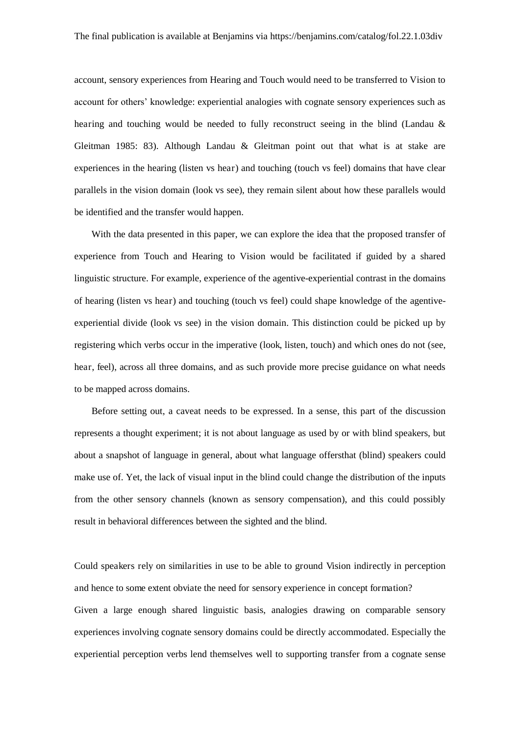account, sensory experiences from Hearing and Touch would need to be transferred to Vision to account for others' knowledge: experiential analogies with cognate sensory experiences such as hearing and touching would be needed to fully reconstruct seeing in the blind (Landau & Gleitman 1985: 83). Although Landau & Gleitman point out that what is at stake are experiences in the hearing (listen vs hear) and touching (touch vs feel) domains that have clear parallels in the vision domain (look vs see), they remain silent about how these parallels would be identified and the transfer would happen.

With the data presented in this paper, we can explore the idea that the proposed transfer of experience from Touch and Hearing to Vision would be facilitated if guided by a shared linguistic structure. For example, experience of the agentive-experiential contrast in the domains of hearing (listen vs hear) and touching (touch vs feel) could shape knowledge of the agentive-experiential divide (look vs see) in the vision domain. This distinction could be picked up by registering which verbs occur in the imperative (look, listen, touch) and which ones do not (see, hear, feel), across all three domains, and as such provide more precise guidance on what needs to be mapped across domains.

Before setting out, a caveat needs to be expressed. In a sense, this part of the discussion represents a thought experiment; it is not about language as used by or with blind speakers, but about a snapshot of language in general, about what language offersthat (blind) speakers could make use of. Yet, the lack of visual input in the blind could change the distribution of the inputs from the other sensory channels (known as sensory compensation), and this could possibly result in behavioral differences between the sighted and the blind.

Could speakers rely on similarities in use to be able to ground Vision indirectly in perception and hence to some extent obviate the need for sensory experience in concept formation?

Given a large enough shared linguistic basis, analogies drawing on comparable sensory experiences involving cognate sensory domains could be directly accommodated. Especially the experiential perception verbs lend themselves well to supporting transfer from a cognate sense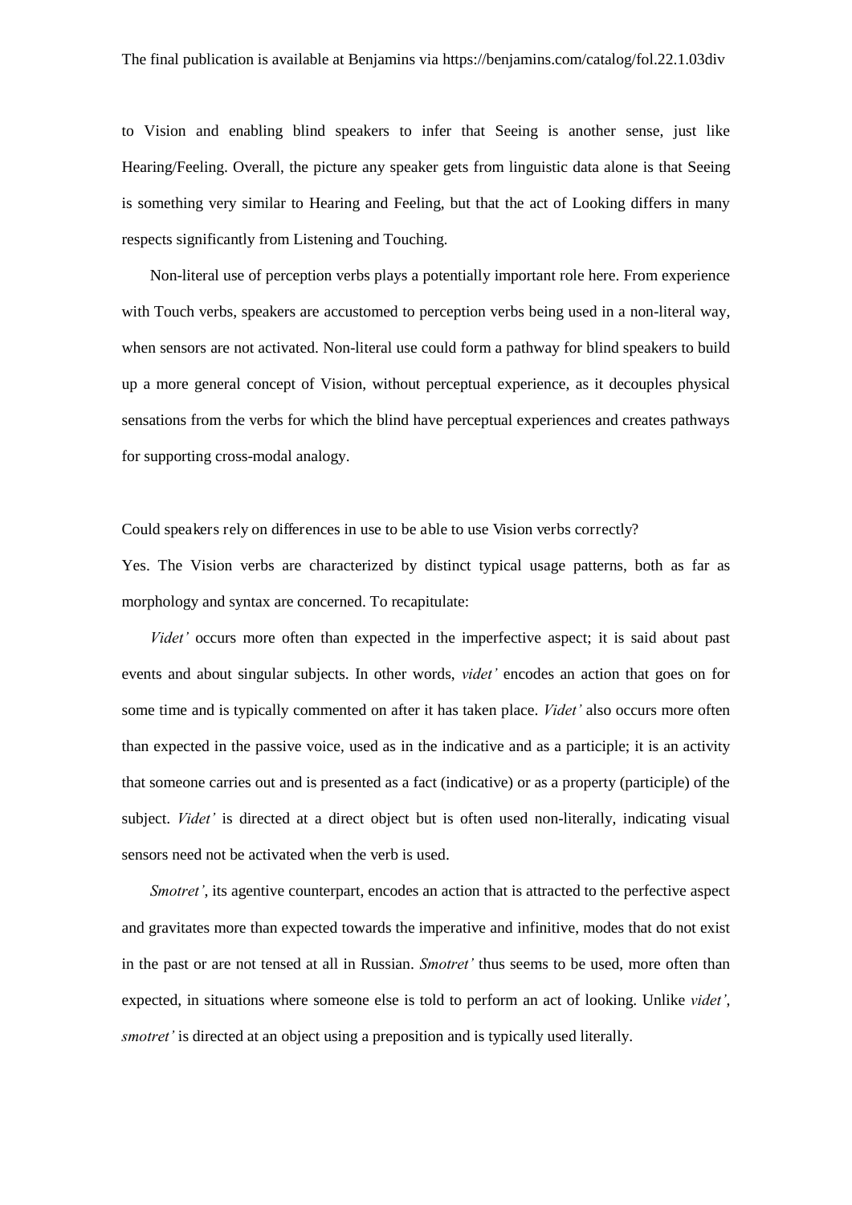to Vision and enabling blind speakers to infer that Seeing is another sense, just like Hearing/Feeling. Overall, the picture any speaker gets from linguistic data alone is that Seeing is something very similar to Hearing and Feeling, but that the act of Looking differs in many respects significantly from Listening and Touching.

Non-literal use of perception verbs plays a potentially important role here. From experience with Touch verbs, speakers are accustomed to perception verbs being used in a non-literal way, when sensors are not activated. Non-literal use could form a pathway for blind speakers to build up a more general concept of Vision, without perceptual experience, as it decouples physical sensations from the verbs for which the blind have perceptual experiences and creates pathways for supporting cross-modal analogy.

Could speakers rely on differences in use to be able to use Vision verbs correctly?

Yes. The Vision verbs are characterized by distinct typical usage patterns, both as far as morphology and syntax are concerned. To recapitulate:

*Videt'* occurs more often than expected in the imperfective aspect; it is said about past events and about singular subjects. In other words, *videt'* encodes an action that goes on for some time and is typically commented on after it has taken place. *Videt'* also occurs more often than expected in the passive voice, used as in the indicative and as a participle; it is an activity that someone carries out and is presented as a fact (indicative) or as a property (participle) of the subject. *Videt'* is directed at a direct object but is often used non-literally, indicating visual sensors need not be activated when the verb is used.

*Smotret'*, its agentive counterpart, encodes an action that is attracted to the perfective aspect and gravitates more than expected towards the imperative and infinitive, modes that do not exist in the past or are not tensed at all in Russian. *Smotret'* thus seems to be used, more often than expected, in situations where someone else is told to perform an act of looking. Unlike *videt'*, *smotret'* is directed at an object using a preposition and is typically used literally.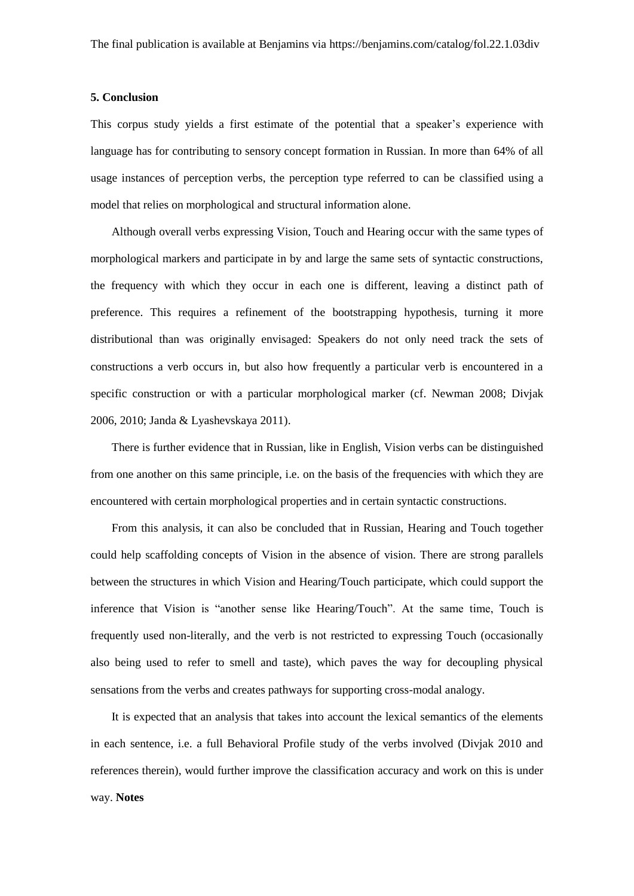### 5. Conclusion

This corpus study yields a first estimate of the potential that a speaker's experience with language has for contributing to sensory concept formation in Russian. In more than 64% of all usage instances of perception verbs, the perception type referred to can be classified using a model that relies on morphological and structural information alone.

Although overall verbs expressing Vision, Touch and Hearing occur with the same types of morphological markers and participate in by and large the same sets of syntactic constructions, the frequency with which they occur in each one is different, leaving a distinct path of preference. This requires a refinement of the bootstrapping hypothesis, turning it more distributional than was originally envisaged: Speakers do not only need track the sets of constructions a verb occurs in, but also how frequently a particular verb is encountered in a specific construction or with a particular morphological marker (cf. Newman 2008; Divjak 2006, 2010; Janda & Lyashevskaya 2011).

There is further evidence that in Russian, like in English, Vision verbs can be distinguished from one another on this same principle, i.e. on the basis of the frequencies with which they are encountered with certain morphological properties and in certain syntactic constructions.

From this analysis, it can also be concluded that in Russian, Hearing and Touch together could help scaffolding concepts of Vision in the absence of vision. There are strong parallels between the structures in which Vision and Hearing/Touch participate, which could support the inference that Vision is "another sense like Hearing/Touch". At the same time, Touch is frequently used non-literally, and the verb is not restricted to expressing Touch (occasionally also being used to refer to smell and taste), which paves the way for decoupling physical sensations from the verbs and creates pathways for supporting cross-modal analogy.

It is expected that an analysis that takes into account the lexical semantics of the elements in each sentence, i.e. a full Behavioral Profile study of the verbs involved (Divjak 2010 and references therein), would further improve the classification accuracy and work on this is under way.

**Notes**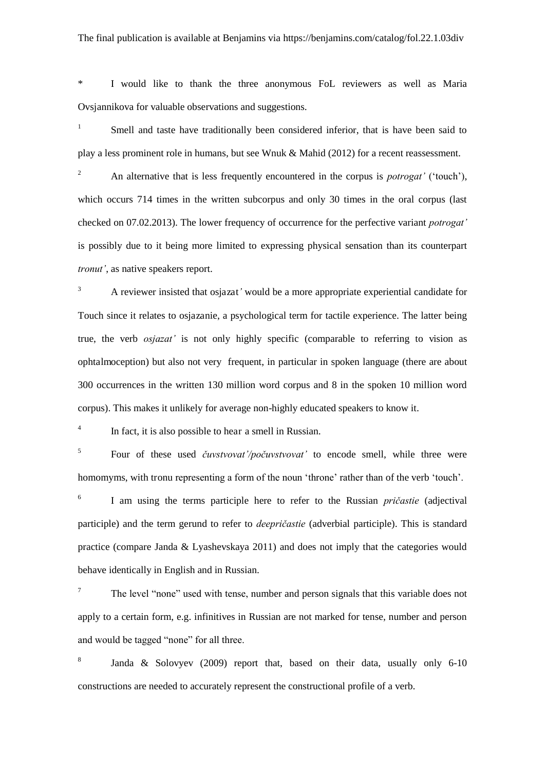The final publication is available at Benjamins via https://benjamins.com/catalog/fol.22.1.03div

\* I would like to thank the three anonymous FoL reviewers as well as Maria Ovsjannikova for valuable observations and suggestions.

[1] Smell and taste have traditionally been considered inferior, that is have been said to play a less prominent role in humans, but see Wnuk & Mahid (2012) for a recent reassessment.

[2] An alternative that is less frequently encountered in the corpus is *potrogat'* ('touch'), which occurs 714 times in the written subcorpus and only 30 times in the oral corpus (last checked on 07.02.2013). The lower frequency of occurrence for the perfective variant *potrogat'* is possibly due to it being more limited to expressing physical sensation than its counterpart *tronut'*, as native speakers report.

[3] A reviewer insisted that osjazat' would be a more appropriate experiential candidate for Touch since it relates to osjazanie, a psychological term for tactile experience. The latter being true, the verb *osjazat'* is not only highly specific (comparable to referring to vision as ophtalmoception) but also not very frequent, in particular in spoken language (there are about 300 occurrences in the written 130 million word corpus and 8 in the spoken 10 million word corpus). This makes it unlikely for average non-highly educated speakers to know it.

[4] In fact, it is also possible to hear a smell in Russian.

[5] Four of these used *čuvstvovat'/počuvstvovat'* to encode smell, while three were homomyms, with tronu representing a form of the noun 'throne' rather than of the verb 'touch'.

[6] I am using the terms participle here to refer to the Russian *pričastie* (adjectival participle) and the term gerund to refer to *deepričastie* (adverbial participle). This is standard practice (compare Janda & Lyashevskaya 2011) and does not imply that the categories would behave identically in English and in Russian.

[7] The level "none" used with tense, number and person signals that this variable does not apply to a certain form, e.g. infinitives in Russian are not marked for tense, number and person and would be tagged "none" for all three.

[8] Janda & Solovyev (2009) report that, based on their data, usually only 6-10 constructions are needed to accurately represent the constructional profile of a verb.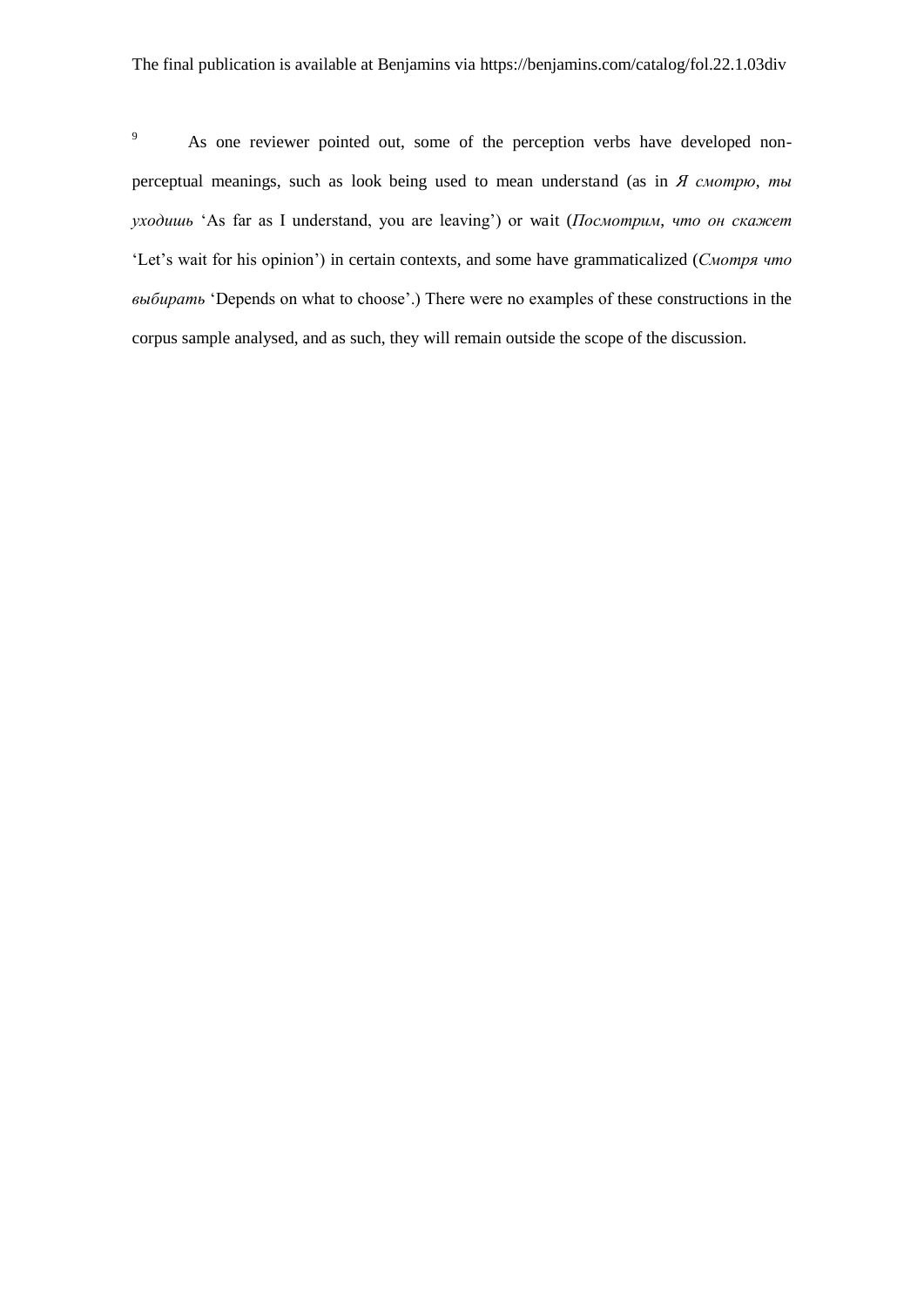[9] As one reviewer pointed out, some of the perception verbs have developed non-perceptual meanings, such as look being used to mean understand (as in *Я смотрю*, *ты уходишь* 'As far as I understand, you are leaving') or wait (*Посмотрим*, *что он скажет* 'Let's wait for his opinion') in certain contexts, and some have grammaticalized (*Смотря что выбирать* 'Depends on what to choose'.) There were no examples of these constructions in the corpus sample analysed, and as such, they will remain outside the scope of the discussion.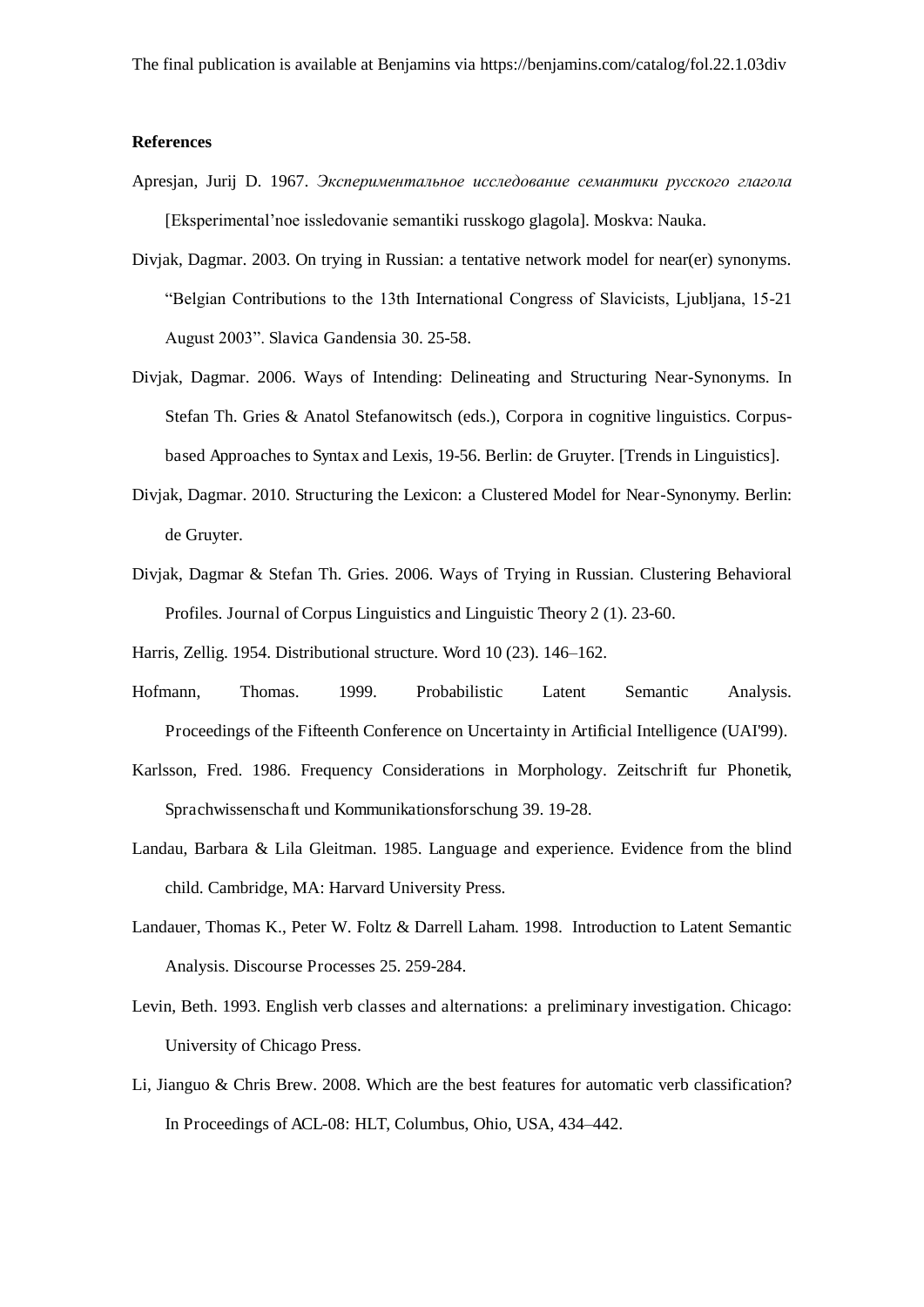The final publication is available at Benjamins via https://benjamins.com/catalog/fol.22.1.03div

**References**

Apresjan, Jurij D. 1967. *Экспериментальное исследование семантики русского глагола* [Eksperimental'noe issledovanie semantiki russkogo glagola]. Moskva: Nauka.

Divjak, Dagmar. 2003. On trying in Russian: a tentative network model for near(er) synonyms. "Belgian Contributions to the 13th International Congress of Slavicists, Ljubljana, 15-21 August 2003". Slavica Gandensia 30. 25-58.

Divjak, Dagmar. 2006. Ways of Intending: Delineating and Structuring Near-Synonyms. In Stefan Th. Gries & Anatol Stefanowitsch (eds.), Corpora in cognitive linguistics. Corpus-based Approaches to Syntax and Lexis, 19-56. Berlin: de Gruyter. [Trends in Linguistics].

Divjak, Dagmar. 2010. Structuring the Lexicon: a Clustered Model for Near-Synonymy. Berlin: de Gruyter.

Divjak, Dagmar & Stefan Th. Gries. 2006. Ways of Trying in Russian. Clustering Behavioral Profiles. Journal of Corpus Linguistics and Linguistic Theory 2 (1). 23-60.

Harris, Zellig. 1954. Distributional structure. Word 10 (23). 146–162.

Hofmann, Thomas. 1999. Probabilistic Latent Semantic Analysis. Proceedings of the Fifteenth Conference on Uncertainty in Artificial Intelligence (UAI'99).

Karlsson, Fred. 1986. Frequency Considerations in Morphology. Zeitschrift fur Phonetik, Sprachwissenschaft und Kommunikationsforschung 39. 19-28.

Landau, Barbara & Lila Gleitman. 1985. Language and experience. Evidence from the blind child. Cambridge, MA: Harvard University Press.

Landauer, Thomas K., Peter W. Foltz & Darrell Laham. 1998. Introduction to Latent Semantic Analysis. Discourse Processes 25. 259-284.

Levin, Beth. 1993. English verb classes and alternations: a preliminary investigation. Chicago: University of Chicago Press.

Li, Jianguo & Chris Brew. 2008. Which are the best features for automatic verb classification? In Proceedings of ACL-08: HLT, Columbus, Ohio, USA, 434–442.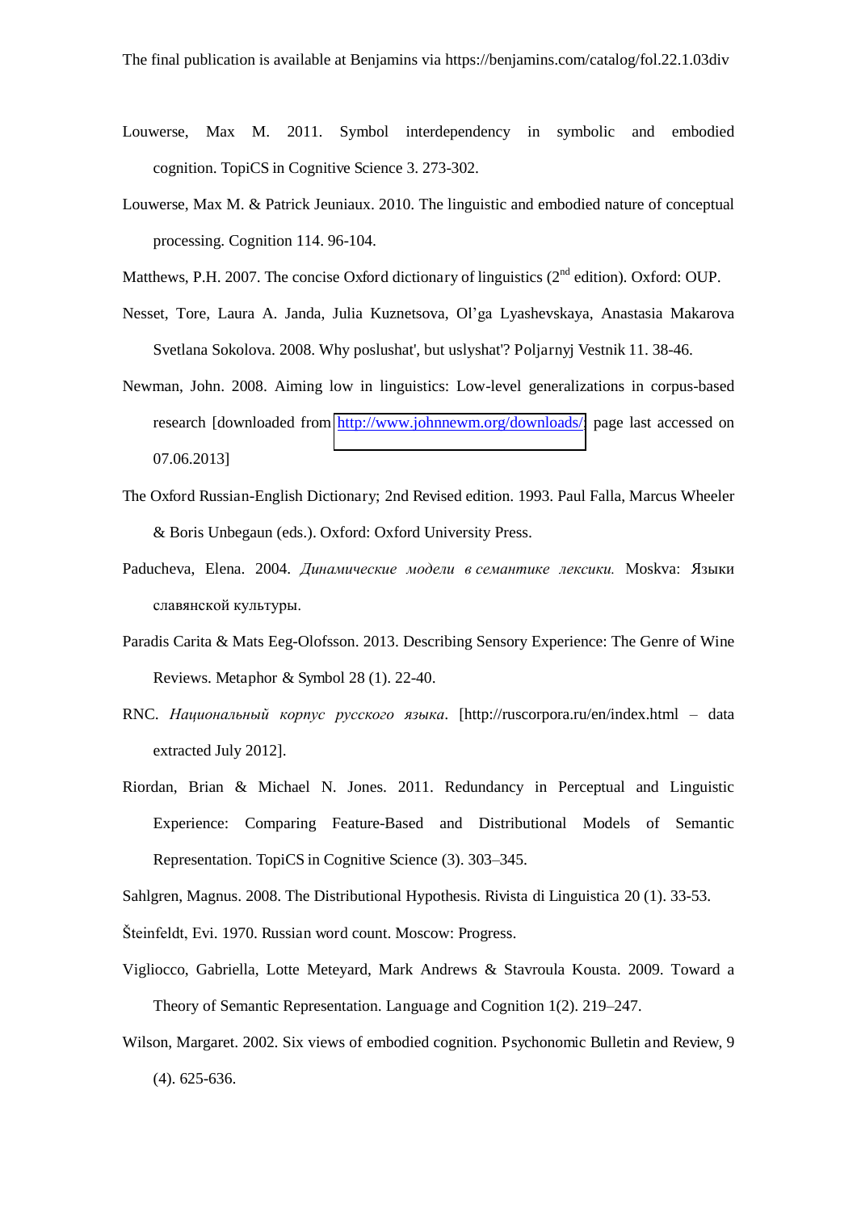Louwerse, Max M. 2011. Symbol interdependency in symbolic and embodied cognition. TopiCS in Cognitive Science 3. 273-302.

Louwerse, Max M. & Patrick Jeuniaux. 2010. The linguistic and embodied nature of conceptual processing. Cognition 114. 96-104.

Matthews, P.H. 2007. The concise Oxford dictionary of linguistics (2nd edition). Oxford: OUP.

Nesset, Tore, Laura A. Janda, Julia Kuznetsova, Ol'ga Lyashevskaya, Anastasia Makarova Svetlana Sokolova. 2008. Why poslushat', but uslyshat'? Poljarnyj Vestnik 11. 38-46.

Newman, John. 2008. Aiming low in linguistics: Low-level generalizations in corpus-based research [downloaded from http://www.johnnewm.org/downloads/; page last accessed on 07.06.2013]

The Oxford Russian-English Dictionary; 2nd Revised edition. 1993. Paul Falla, Marcus Wheeler & Boris Unbegaun (eds.). Oxford: Oxford University Press.

Paducheva, Elena. 2004. *Динамические модели в семантике лексики.* Moskva: Языки славянской культуры.

Paradis Carita & Mats Eeg-Olofsson. 2013. Describing Sensory Experience: The Genre of Wine Reviews. Metaphor & Symbol 28 (1). 22-40.

RNC. *Национальный корпус русского языка*. [http://ruscorpora.ru/en/index.html – data extracted July 2012].

Riordan, Brian & Michael N. Jones. 2011. Redundancy in Perceptual and Linguistic Experience: Comparing Feature-Based and Distributional Models of Semantic Representation. TopiCS in Cognitive Science (3). 303–345.

Sahlgren, Magnus. 2008. The Distributional Hypothesis. Rivista di Linguistica 20 (1). 33-53.

Šteinfeldt, Evi. 1970. Russian word count. Moscow: Progress.

Vigliocco, Gabriella, Lotte Meteyard, Mark Andrews & Stavroula Kousta. 2009. Toward a Theory of Semantic Representation. Language and Cognition 1(2). 219–247.

Wilson, Margaret. 2002. Six views of embodied cognition. Psychonomic Bulletin and Review, 9 (4). 625-636.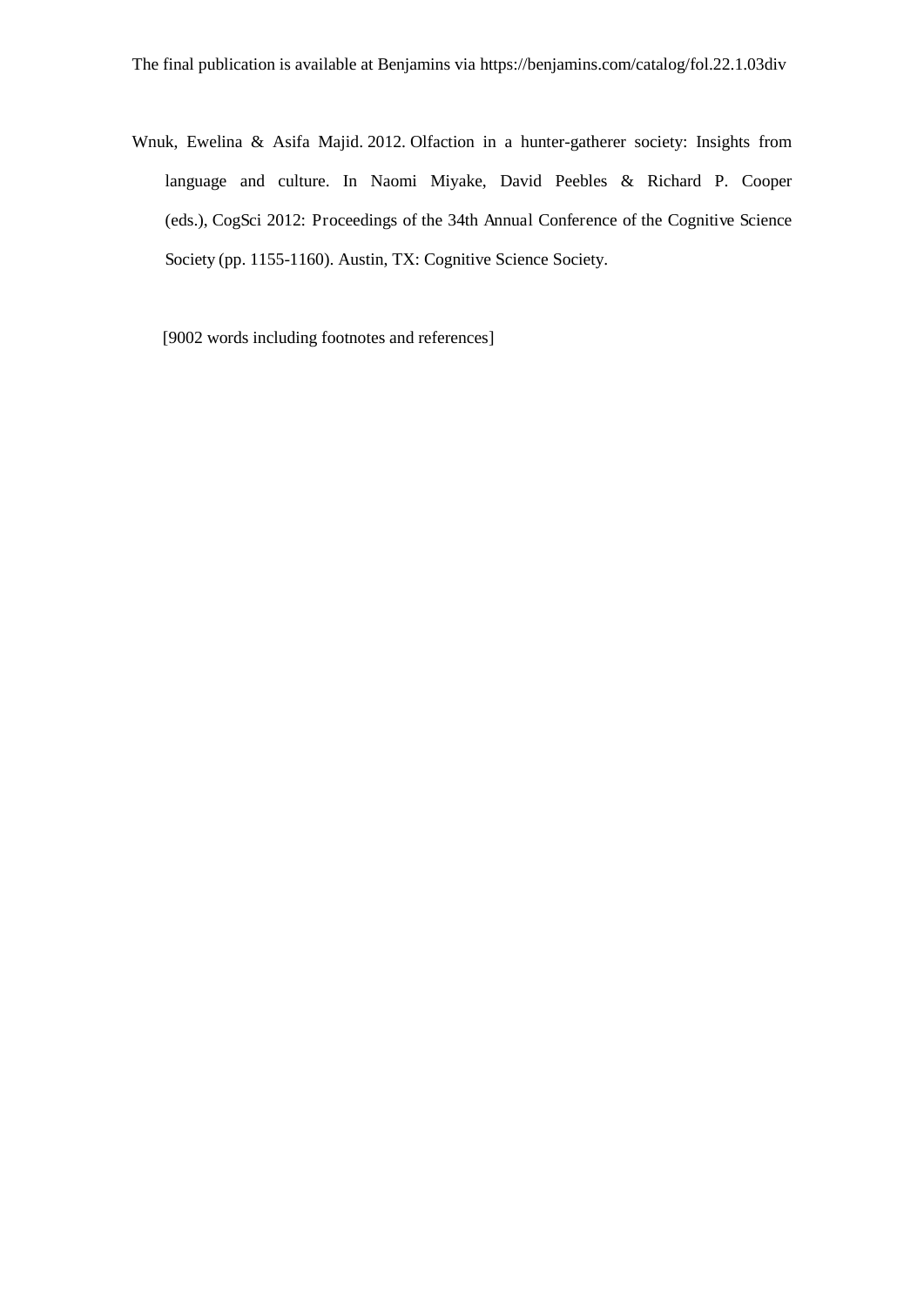The final publication is available at Benjamins via https://benjamins.com/catalog/fol.22.1.03div

Wnuk, Ewelina & Asifa Majid. 2012. Olfaction in a hunter-gatherer society: Insights from language and culture. In Naomi Miyake, David Peebles & Richard P. Cooper (eds.), CogSci 2012: Proceedings of the 34th Annual Conference of the Cognitive Science Society (pp. 1155-1160). Austin, TX: Cognitive Science Society.

[9002 words including footnotes and references]